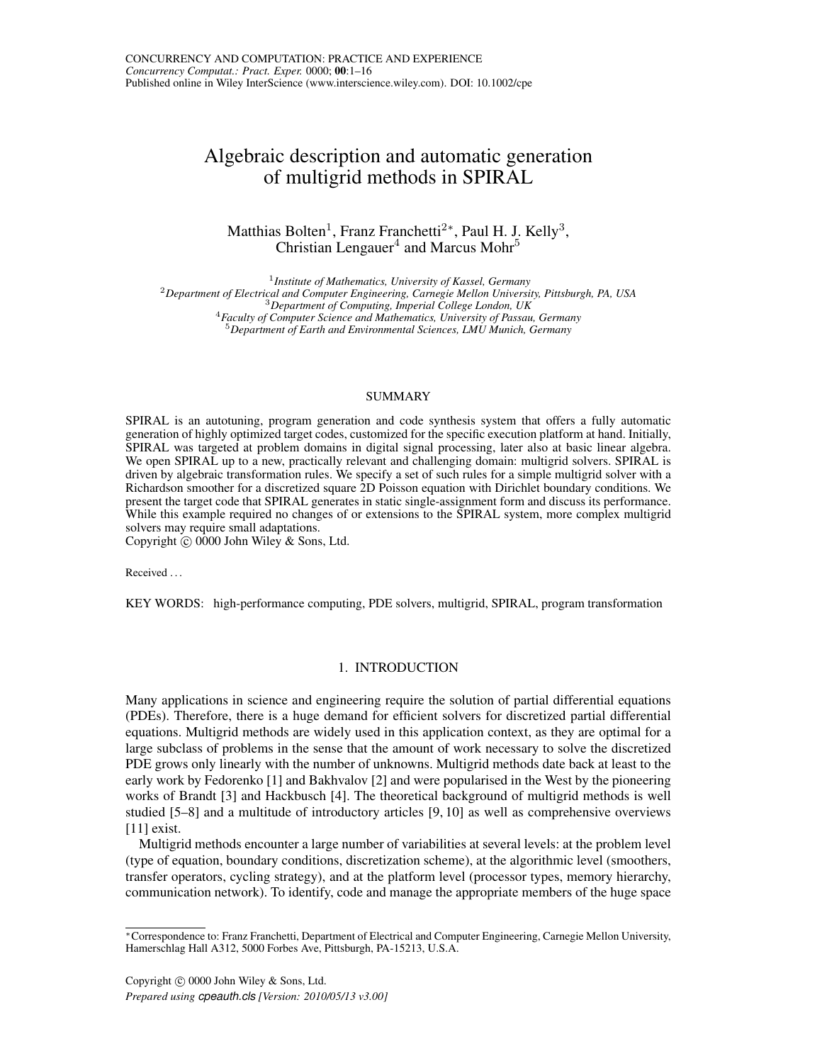# Algebraic description and automatic generation of multigrid methods in SPIRAL

Matthias Bolten[1], Franz Franchetti[2∗], Paul H. J. Kelly[3], Christian Lengauer[4] and Marcus Mohr[5]

[1] *Institute of Mathematics, University of Kassel, Germany*
[2] *Department of Electrical and Computer Engineering, Carnegie Mellon University, Pittsburgh, PA, USA*
[3] *Department of Computing, Imperial College London, UK*
[4] *Faculty of Computer Science and Mathematics, University of Passau, Germany*
[5] *Department of Earth and Environmental Sciences, LMU Munich, Germany*

## SUMMARY

SPIRAL is an autotuning, program generation and code synthesis system that offers a fully automatic generation of highly optimized target codes, customized for the specific execution platform at hand. Initially, SPIRAL was targeted at problem domains in digital signal processing, later also at basic linear algebra. We open SPIRAL up to a new, practically relevant and challenging domain: multigrid solvers. SPIRAL is driven by algebraic transformation rules. We specify a set of such rules for a simple multigrid solver with a Richardson smoother for a discretized square 2D Poisson equation with Dirichlet boundary conditions. We present the target code that SPIRAL generates in static single-assignment form and discuss its performance. While this example required no changes of or extensions to the SPIRAL system, more complex multigrid solvers may require small adaptations.
Copyright © 0000 John Wiley & Sons, Ltd.

Received ...

KEY WORDS: high-performance computing, PDE solvers, multigrid, SPIRAL, program transformation

## 1. INTRODUCTION

Many applications in science and engineering require the solution of partial differential equations (PDEs). Therefore, there is a huge demand for efficient solvers for discretized partial differential equations. Multigrid methods are widely used in this application context, as they are optimal for a large subclass of problems in the sense that the amount of work necessary to solve the discretized PDE grows only linearly with the number of unknowns. Multigrid methods date back at least to the early work by Fedorenko [1] and Bakhvalov [2] and were popularised in the West by the pioneering works of Brandt [3] and Hackbusch [4]. The theoretical background of multigrid methods is well studied [5–8] and a multitude of introductory articles [9, 10] as well as comprehensive overviews [11] exist.

Multigrid methods encounter a large number of variabilities at several levels: at the problem level (type of equation, boundary conditions, discretization scheme), at the algorithmic level (smoothers, transfer operators, cycling strategy), and at the platform level (processor types, memory hierarchy, communication network). To identify, code and manage the appropriate members of the huge space

∗Correspondence to: Franz Franchetti, Department of Electrical and Computer Engineering, Carnegie Mellon University, Hamerschlag Hall A312, 5000 Forbes Ave, Pittsburgh, PA-15213, U.S.A.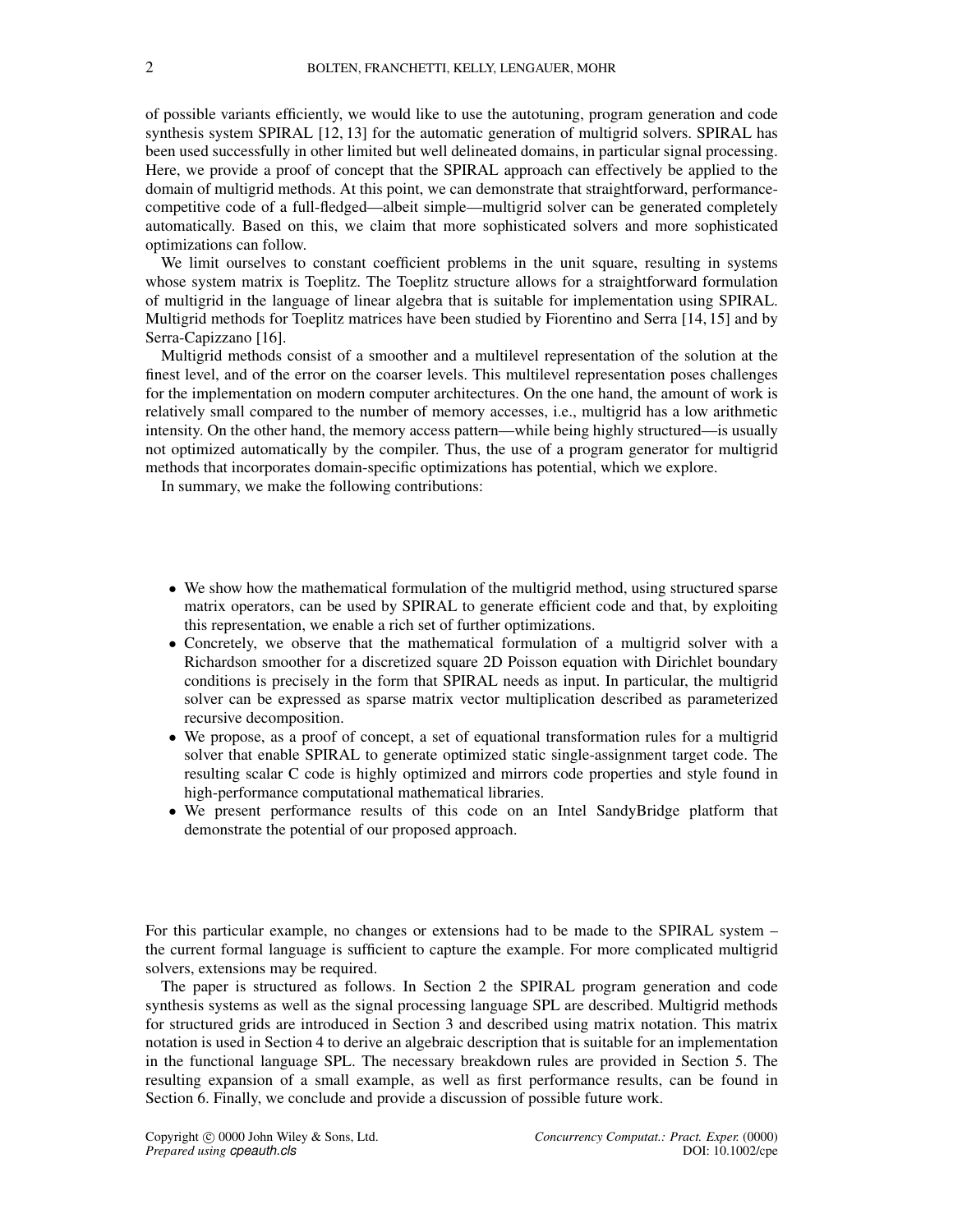of possible variants efficiently, we would like to use the autotuning, program generation and code synthesis system SPIRAL [12, 13] for the automatic generation of multigrid solvers. SPIRAL has been used successfully in other limited but well delineated domains, in particular signal processing. Here, we provide a proof of concept that the SPIRAL approach can effectively be applied to the domain of multigrid methods. At this point, we can demonstrate that straightforward, performance-competitive code of a full-fledged—albeit simple—multigrid solver can be generated completely automatically. Based on this, we claim that more sophisticated solvers and more sophisticated optimizations can follow.

We limit ourselves to constant coefficient problems in the unit square, resulting in systems whose system matrix is Toeplitz. The Toeplitz structure allows for a straightforward formulation of multigrid in the language of linear algebra that is suitable for implementation using SPIRAL. Multigrid methods for Toeplitz matrices have been studied by Fiorentino and Serra [14, 15] and by Serra-Capizzano [16].

Multigrid methods consist of a smoother and a multilevel representation of the solution at the finest level, and of the error on the coarser levels. This multilevel representation poses challenges for the implementation on modern computer architectures. On the one hand, the amount of work is relatively small compared to the number of memory accesses, i.e., multigrid has a low arithmetic intensity. On the other hand, the memory access pattern—while being highly structured—is usually not optimized automatically by the compiler. Thus, the use of a program generator for multigrid methods that incorporates domain-specific optimizations has potential, which we explore.

In summary, we make the following contributions:

- We show how the mathematical formulation of the multigrid method, using structured sparse matrix operators, can be used by SPIRAL to generate efficient code and that, by exploiting this representation, we enable a rich set of further optimizations.
- Concretely, we observe that the mathematical formulation of a multigrid solver with a Richardson smoother for a discretized square 2D Poisson equation with Dirichlet boundary conditions is precisely in the form that SPIRAL needs as input. In particular, the multigrid solver can be expressed as sparse matrix vector multiplication described as parameterized recursive decomposition.
- We propose, as a proof of concept, a set of equational transformation rules for a multigrid solver that enable SPIRAL to generate optimized static single-assignment target code. The resulting scalar C code is highly optimized and mirrors code properties and style found in high-performance computational mathematical libraries.
- We present performance results of this code on an Intel SandyBridge platform that demonstrate the potential of our proposed approach.

For this particular example, no changes or extensions had to be made to the SPIRAL system – the current formal language is sufficient to capture the example. For more complicated multigrid solvers, extensions may be required.

The paper is structured as follows. In Section 2 the SPIRAL program generation and code synthesis systems as well as the signal processing language SPL are described. Multigrid methods for structured grids are introduced in Section 3 and described using matrix notation. This matrix notation is used in Section 4 to derive an algebraic description that is suitable for an implementation in the functional language SPL. The necessary breakdown rules are provided in Section 5. The resulting expansion of a small example, as well as first performance results, can be found in Section 6. Finally, we conclude and provide a discussion of possible future work.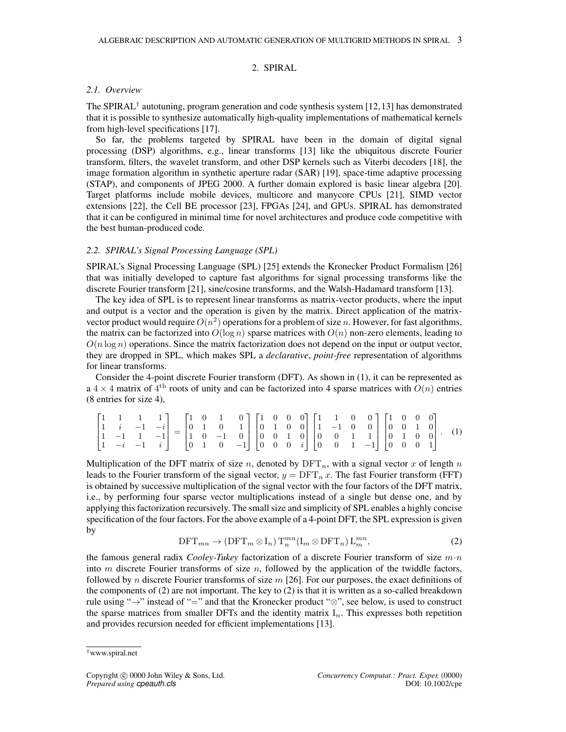## 2. SPIRAL

### 2.1. Overview

The SPIRAL[†] autotuning, program generation and code synthesis system [12,13] has demonstrated that it is possible to synthesize automatically high-quality implementations of mathematical kernels from high-level specifications [17].

So far, the problems targeted by SPIRAL have been in the domain of digital signal processing (DSP) algorithms, e.g., linear transforms [13] like the ubiquitous discrete Fourier transform, filters, the wavelet transform, and other DSP kernels such as Viterbi decoders [18], the image formation algorithm in synthetic aperture radar (SAR) [19], space-time adaptive processing (STAP), and components of JPEG 2000. A further domain explored is basic linear algebra [20]. Target platforms include mobile devices, multicore and manycore CPUs [21], SIMD vector extensions [22], the Cell BE processor [23], FPGAs [24], and GPUs. SPIRAL has demonstrated that it can be configured in minimal time for novel architectures and produce code competitive with the best human-produced code.

### 2.2. SPIRAL's Signal Processing Language (SPL)

SPIRAL's Signal Processing Language (SPL) [25] extends the Kronecker Product Formalism [26] that was initially developed to capture fast algorithms for signal processing transforms like the discrete Fourier transform [21], sine/cosine transforms, and the Walsh-Hadamard transform [13].

The key idea of SPL is to represent linear transforms as matrix-vector products, where the input and output is a vector and the operation is given by the matrix. Direct application of the matrix-vector product would require $O(n^2)$ operations for a problem of size $n$. However, for fast algorithms, the matrix can be factorized into $O(\log n)$ sparse matrices with $O(n)$ non-zero elements, leading to $O(n \log n)$ operations. Since the matrix factorization does not depend on the input or output vector, they are dropped in SPL, which makes SPL a *declarative*, *point-free* representation of algorithms for linear transforms.

Consider the 4-point discrete Fourier transform (DFT). As shown in (1), it can be represented as a $4 \times 4$ matrix of $4^{\text{th}}$ roots of unity and can be factorized into 4 sparse matrices with $O(n)$ entries (8 entries for size 4),

$$\begin{bmatrix} 1 & 1 & 1 & 1 \\ 1 & i & -1 & -i \\ 1 & -1 & 1 & -1 \\ 1 & -i & -1 & i \end{bmatrix} = \begin{bmatrix} 1 & 0 & 1 & 0 \\ 0 & 1 & 0 & 1 \\ 1 & 0 & -1 & 0 \\ 0 & 1 & 0 & -1 \end{bmatrix} \begin{bmatrix} 1 & 0 & 0 & 0 \\ 0 & 1 & 0 & 0 \\ 0 & 0 & 1 & 0 \\ 0 & 0 & 0 & i \end{bmatrix} \begin{bmatrix} 1 & 1 & 0 & 0 \\ 1 & -1 & 0 & 0 \\ 0 & 0 & 1 & 1 \\ 0 & 0 & 1 & -1 \end{bmatrix} \begin{bmatrix} 1 & 0 & 0 & 0 \\ 0 & 0 & 1 & 0 \\ 0 & 1 & 0 & 0 \\ 0 & 0 & 0 & 1 \end{bmatrix}. \quad (1)$$

Multiplication of the DFT matrix of size $n$, denoted by $\mathrm{DFT}_n$, with a signal vector $x$ of length $n$ leads to the Fourier transform of the signal vector, $y = \mathrm{DFT}_n\, x$. The fast Fourier transform (FFT) is obtained by successive multiplication of the signal vector with the four factors of the DFT matrix, i.e., by performing four sparse vector multiplications instead of a single but dense one, and by applying this factorization recursively. The small size and simplicity of SPL enables a highly concise specification of the four factors. For the above example of a 4-point DFT, the SPL expression is given by

$$\mathrm{DFT}_{mn} \rightarrow (\mathrm{DFT}_m \otimes \mathrm{I}_n)\, \mathrm{T}_n^{mn} (\mathrm{I}_m \otimes \mathrm{DFT}_n)\, \mathrm{L}_m^{mn}, \quad (2)$$

the famous general radix *Cooley-Tukey* factorization of a discrete Fourier transform of size $m \cdot n$ into $m$ discrete Fourier transforms of size $n$, followed by the application of the twiddle factors, followed by $n$ discrete Fourier transforms of size $m$ [26]. For our purposes, the exact definitions of the components of (2) are not important. The key to (2) is that it is written as a so-called breakdown rule using "$\rightarrow$" instead of "$=$" and that the Kronecker product "$\otimes$", see below, is used to construct the sparse matrices from smaller DFTs and the identity matrix $\mathrm{I}_n$. This expresses both repetition and provides recursion needed for efficient implementations [13].

[†] www.spiral.net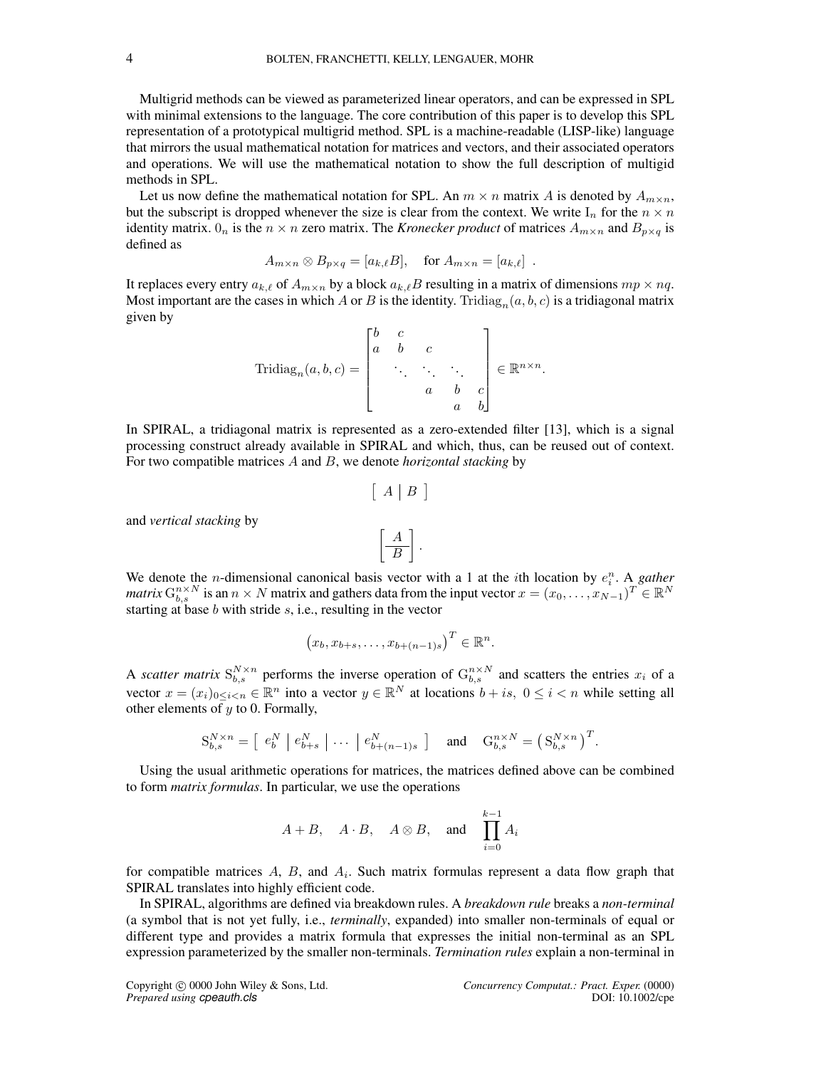Multigrid methods can be viewed as parameterized linear operators, and can be expressed in SPL with minimal extensions to the language. The core contribution of this paper is to develop this SPL representation of a prototypical multigrid method. SPL is a machine-readable (LISP-like) language that mirrors the usual mathematical notation for matrices and vectors, and their associated operators and operations. We will use the mathematical notation to show the full description of multigid methods in SPL.

Let us now define the mathematical notation for SPL. An $m \times n$ matrix $A$ is denoted by $A_{m\times n}$, but the subscript is dropped whenever the size is clear from the context. We write $\mathrm{I}_n$ for the $n \times n$ identity matrix. $0_n$ is the $n \times n$ zero matrix. The *Kronecker product* of matrices $A_{m\times n}$ and $B_{p\times q}$ is defined as

$$A_{m\times n} \otimes B_{p\times q} = [a_{k,\ell} B], \quad \text{for } A_{m\times n} = [a_{k,\ell}] \ .$$

It replaces every entry $a_{k,\ell}$ of $A_{m\times n}$ by a block $a_{k,\ell}B$ resulting in a matrix of dimensions $mp \times nq$. Most important are the cases in which $A$ or $B$ is the identity. $\mathrm{Tridiag}_n(a, b, c)$ is a tridiagonal matrix given by

$$\mathrm{Tridiag}_n(a,b,c) = \begin{bmatrix} b & c & & & \\ a & b & c & & \\ & \ddots & \ddots & \ddots & \\ & & a & b & c \\ & & & a & b \end{bmatrix} \in \mathbb{R}^{n\times n}.$$

In SPIRAL, a tridiagonal matrix is represented as a zero-extended filter [13], which is a signal processing construct already available in SPIRAL and which, thus, can be reused out of context. For two compatible matrices $A$ and $B$, we denote *horizontal stacking* by

$$\left[\begin{array}{c|c} A & B \end{array}\right]$$

and *vertical stacking* by

$$\left[\begin{array}{c} A \\ \hline B \end{array}\right].$$

We denote the $n$-dimensional canonical basis vector with a 1 at the $i$th location by $e_i^n$. A *gather matrix* $\mathrm{G}_{b,s}^{n\times N}$ is an $n \times N$ matrix and gathers data from the input vector $x = (x_0, \ldots, x_{N-1})^T \in \mathbb{R}^N$ starting at base $b$ with stride $s$, i.e., resulting in the vector

$$\left(x_b, x_{b+s}, \ldots, x_{b+(n-1)s}\right)^T \in \mathbb{R}^n.$$

A *scatter matrix* $\mathrm{S}_{b,s}^{N\times n}$ performs the inverse operation of $\mathrm{G}_{b,s}^{n\times N}$ and scatters the entries $x_i$ of a vector $x = (x_i)_{0\le i<n} \in \mathbb{R}^n$ into a vector $y \in \mathbb{R}^N$ at locations $b + is,\ 0 \le i < n$ while setting all other elements of $y$ to 0. Formally,

$$\mathrm{S}_{b,s}^{N\times n} = \left[\begin{array}{c|c|c|c} e_b^N & e_{b+s}^N & \cdots & e_{b+(n-1)s}^N \end{array}\right] \quad \text{and} \quad \mathrm{G}_{b,s}^{n\times N} = \left(\mathrm{S}_{b,s}^{N\times n}\right)^T.$$

Using the usual arithmetic operations for matrices, the matrices defined above can be combined to form *matrix formulas*. In particular, we use the operations

$$A + B, \quad A \cdot B, \quad A \otimes B, \quad \text{and} \quad \prod_{i=0}^{k-1} A_i$$

for compatible matrices $A$, $B$, and $A_i$. Such matrix formulas represent a data flow graph that SPIRAL translates into highly efficient code.

In SPIRAL, algorithms are defined via breakdown rules. A *breakdown rule* breaks a *non-terminal* (a symbol that is not yet fully, i.e., *terminally*, expanded) into smaller non-terminals of equal or different type and provides a matrix formula that expresses the initial non-terminal as an SPL expression parameterized by the smaller non-terminals. *Termination rules* explain a non-terminal in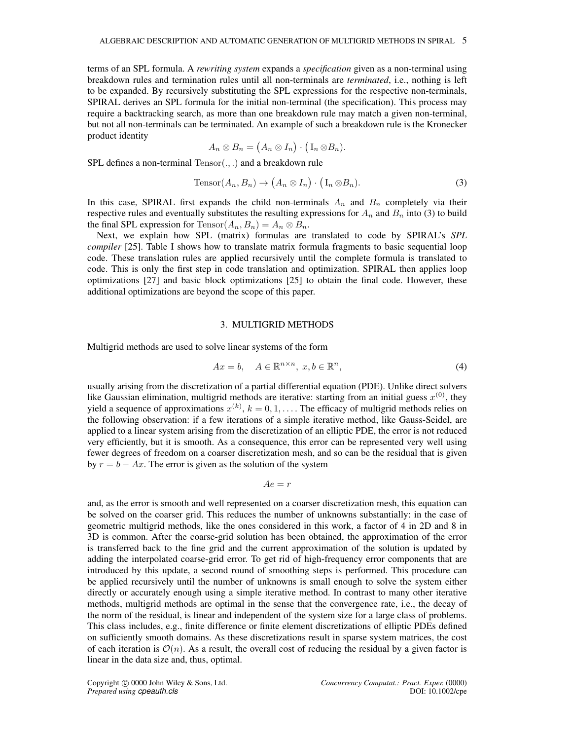terms of an SPL formula. A *rewriting system* expands a *specification* given as a non-terminal using breakdown rules and termination rules until all non-terminals are *terminated*, i.e., nothing is left to be expanded. By recursively substituting the SPL expressions for the respective non-terminals, SPIRAL derives an SPL formula for the initial non-terminal (the specification). This process may require a backtracking search, as more than one breakdown rule may match a given non-terminal, but not all non-terminals can be terminated. An example of such a breakdown rule is the Kronecker product identity

$$A_n \otimes B_n = \left(A_n \otimes I_n\right) \cdot \left(\mathrm{I}_n \otimes B_n\right).$$

SPL defines a non-terminal $\mathrm{Tensor}(.,.)$ and a breakdown rule

$$\mathrm{Tensor}(A_n, B_n) \rightarrow \left(A_n \otimes I_n\right) \cdot \left(\mathrm{I}_n \otimes B_n\right). \tag{3}$$

In this case, SPIRAL first expands the child non-terminals $A_n$ and $B_n$ completely via their respective rules and eventually substitutes the resulting expressions for $A_n$ and $B_n$ into (3) to build the final SPL expression for $\mathrm{Tensor}(A_n, B_n) = A_n \otimes B_n$.

Next, we explain how SPL (matrix) formulas are translated to code by SPIRAL's *SPL compiler* [25]. Table I shows how to translate matrix formula fragments to basic sequential loop code. These translation rules are applied recursively until the complete formula is translated to code. This is only the first step in code translation and optimization. SPIRAL then applies loop optimizations [27] and basic block optimizations [25] to obtain the final code. However, these additional optimizations are beyond the scope of this paper.

## 3. MULTIGRID METHODS

Multigrid methods are used to solve linear systems of the form

$$Ax = b, \quad A \in \mathbb{R}^{n \times n},\ x, b \in \mathbb{R}^n, \tag{4}$$

usually arising from the discretization of a partial differential equation (PDE). Unlike direct solvers like Gaussian elimination, multigrid methods are iterative: starting from an initial guess $x^{(0)}$, they yield a sequence of approximations $x^{(k)}$, $k = 0, 1, \ldots$. The efficacy of multigrid methods relies on the following observation: if a few iterations of a simple iterative method, like Gauss-Seidel, are applied to a linear system arising from the discretization of an elliptic PDE, the error is not reduced very efficiently, but it is smooth. As a consequence, this error can be represented very well using fewer degrees of freedom on a coarser discretization mesh, and so can be the residual that is given by $r = b - Ax$. The error is given as the solution of the system

$$Ae = r$$

and, as the error is smooth and well represented on a coarser discretization mesh, this equation can be solved on the coarser grid. This reduces the number of unknowns substantially: in the case of geometric multigrid methods, like the ones considered in this work, a factor of 4 in 2D and 8 in 3D is common. After the coarse-grid solution has been obtained, the approximation of the error is transferred back to the fine grid and the current approximation of the solution is updated by adding the interpolated coarse-grid error. To get rid of high-frequency error components that are introduced by this update, a second round of smoothing steps is performed. This procedure can be applied recursively until the number of unknowns is small enough to solve the system either directly or accurately enough using a simple iterative method. In contrast to many other iterative methods, multigrid methods are optimal in the sense that the convergence rate, i.e., the decay of the norm of the residual, is linear and independent of the system size for a large class of problems. This class includes, e.g., finite difference or finite element discretizations of elliptic PDEs defined on sufficiently smooth domains. As these discretizations result in sparse system matrices, the cost of each iteration is $\mathcal{O}(n)$. As a result, the overall cost of reducing the residual by a given factor is linear in the data size and, thus, optimal.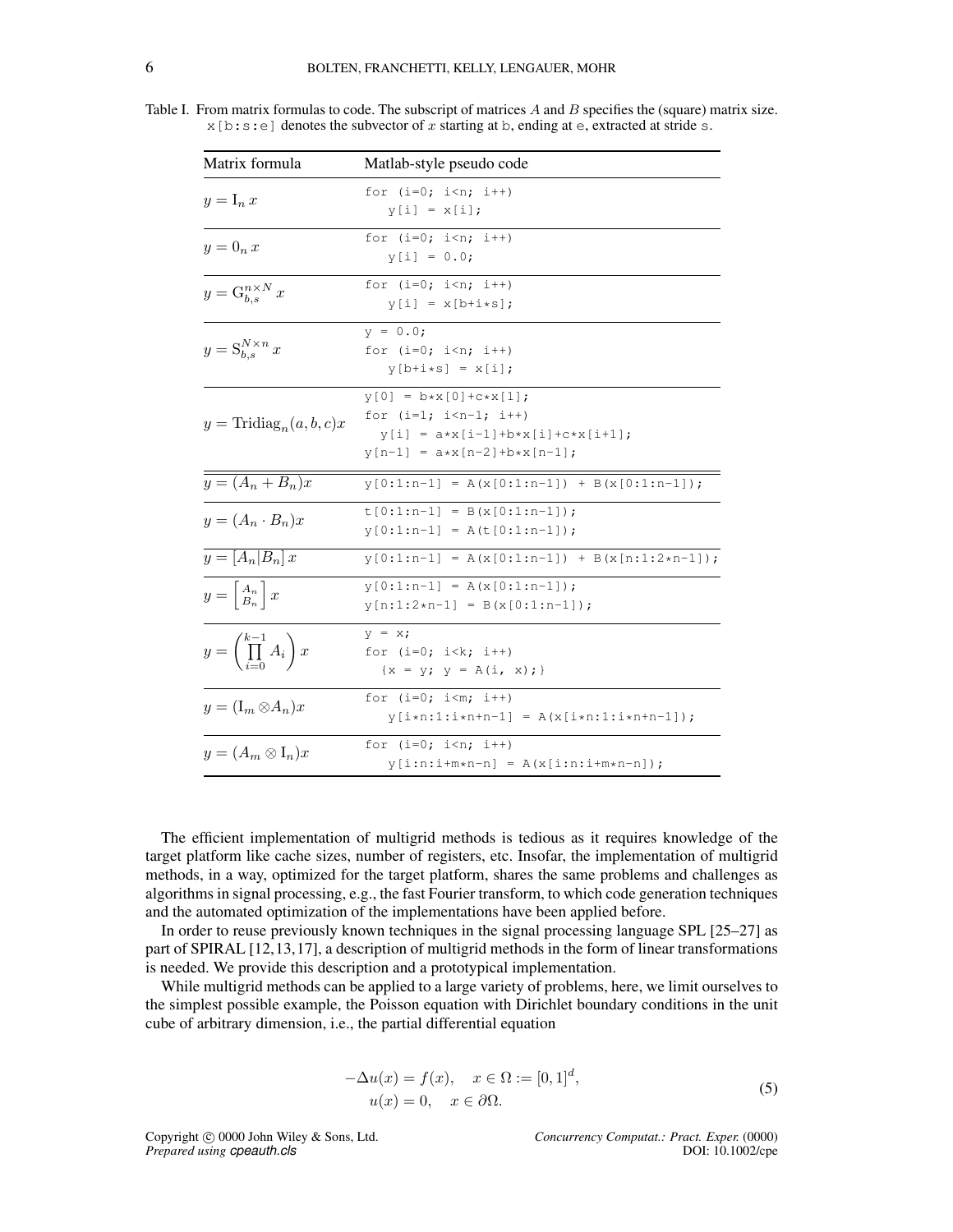Table I. From matrix formulas to code. The subscript of matrices $A$ and $B$ specifies the (square) matrix size. `x[b:s:e]` denotes the subvector of $x$ starting at `b`, ending at `e`, extracted at stride `s`.

| Matrix formula | Matlab-style pseudo code |
|---|---|
| $y = \mathrm{I}_n\, x$ | `for (i=0; i<n; i++)` `y[i] = x[i];` |
| $y = 0_n\, x$ | `for (i=0; i<n; i++)` `y[i] = 0.0;` |
| $y = \mathrm{G}_{b,s}^{n\times N}\, x$ | `for (i=0; i<n; i++)` `y[i] = x[b+i*s];` |
| $y = \mathrm{S}_{b,s}^{N\times n}\, x$ | `y = 0.0;` `for (i=0; i<n; i++)` `y[b+i*s] = x[i];` |
| $y = \mathrm{Tridiag}_n(a,b,c)x$ | `y[0] = b*x[0]+c*x[1];` `for (i=1; i<n-1; i++)` `y[i] = a*x[i-1]+b*x[i]+c*x[i+1];` `y[n-1] = a*x[n-2]+b*x[n-1];` |
| $y = (A_n + B_n)x$ | `y[0:1:n-1] = A(x[0:1:n-1]) + B(x[0:1:n-1]);` |
| $y = (A_n \cdot B_n)x$ | `t[0:1:n-1] = B(x[0:1:n-1]);` `y[0:1:n-1] = A(t[0:1:n-1]);` |
| $y = [A_n \vert B_n]\, x$ | `y[0:1:n-1] = A(x[0:1:n-1]) + B(x[n:1:2*n-1]);` |
| $y = \begin{bmatrix} A_n \\ B_n \end{bmatrix} x$ | `y[0:1:n-1] = A(x[0:1:n-1]);` `y[n:1:2*n-1] = B(x[0:1:n-1]);` |
| $y = \left(\prod_{i=0}^{k-1} A_i\right) x$ | `y = x;` `for (i=0; i<k; i++)` `{x = y; y = A(i, x);}` |
| $y = (\mathrm{I}_m \otimes A_n)x$ | `for (i=0; i<m; i++)` `y[i*n:1:i*n+n-1] = A(x[i*n:1:i*n+n-1]);` |
| $y = (A_m \otimes \mathrm{I}_n)x$ | `for (i=0; i<n; i++)` `y[i:n:i+m*n-n] = A(x[i:n:i+m*n-n]);` |

The efficient implementation of multigrid methods is tedious as it requires knowledge of the target platform like cache sizes, number of registers, etc. Insofar, the implementation of multigrid methods, in a way, optimized for the target platform, shares the same problems and challenges as algorithms in signal processing, e.g., the fast Fourier transform, to which code generation techniques and the automated optimization of the implementations have been applied before.

In order to reuse previously known techniques in the signal processing language SPL [25–27] as part of SPIRAL [12,13,17], a description of multigrid methods in the form of linear transformations is needed. We provide this description and a prototypical implementation.

While multigrid methods can be applied to a large variety of problems, here, we limit ourselves to the simplest possible example, the Poisson equation with Dirichlet boundary conditions in the unit cube of arbitrary dimension, i.e., the partial differential equation

$$
\begin{aligned}
-\Delta u(x) &= f(x), \quad x \in \Omega := [0,1]^d, \\
u(x) &= 0, \quad x \in \partial\Omega.
\end{aligned}
\tag{5}
$$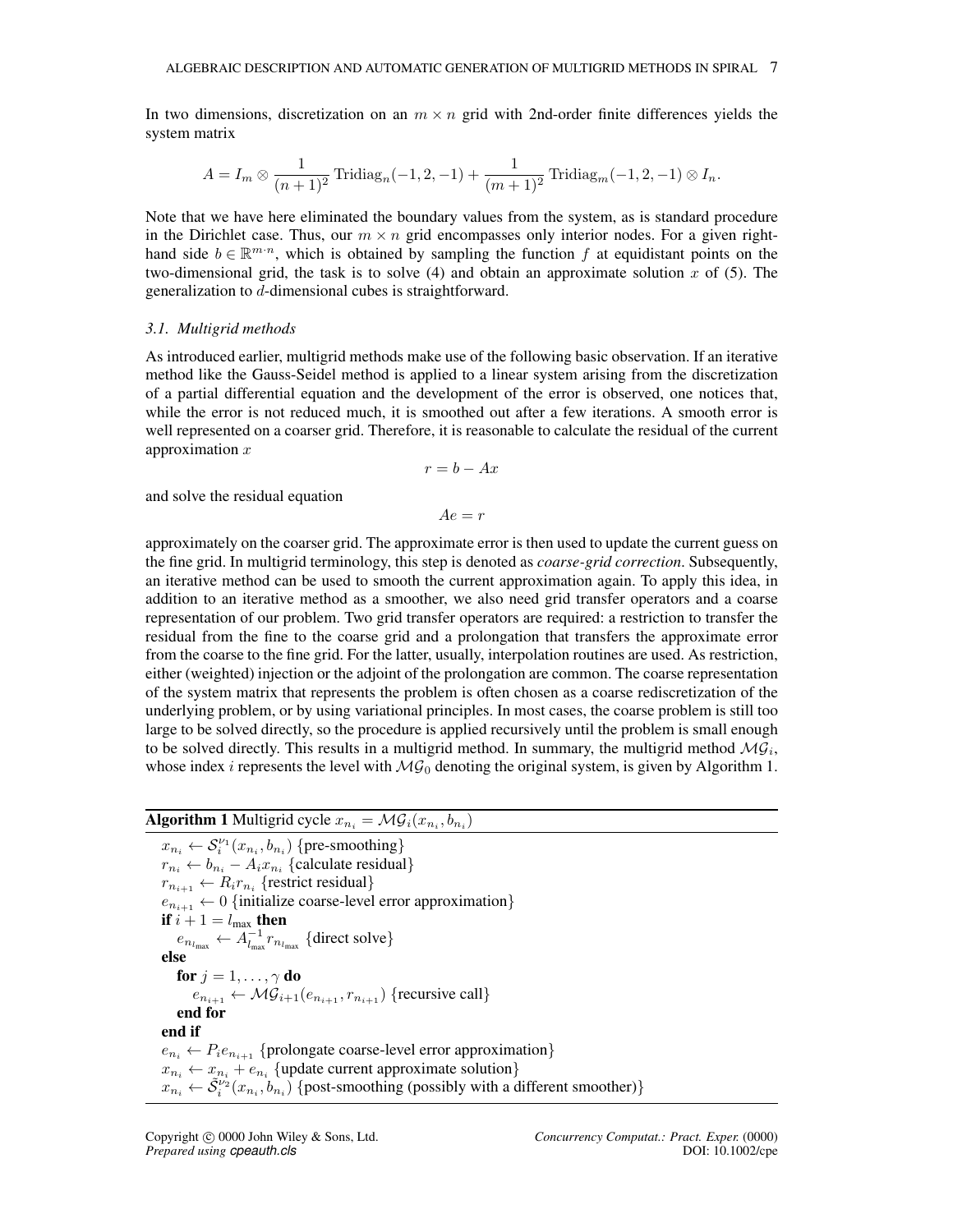In two dimensions, discretization on an $m \times n$ grid with 2nd-order finite differences yields the system matrix

$$A = I_m \otimes \frac{1}{(n+1)^2} \operatorname{Tridiag}_n(-1, 2, -1) + \frac{1}{(m+1)^2} \operatorname{Tridiag}_m(-1, 2, -1) \otimes I_n.$$

Note that we have here eliminated the boundary values from the system, as is standard procedure in the Dirichlet case. Thus, our $m \times n$ grid encompasses only interior nodes. For a given right-hand side $b \in \mathbb{R}^{m \cdot n}$, which is obtained by sampling the function $f$ at equidistant points on the two-dimensional grid, the task is to solve (4) and obtain an approximate solution $x$ of (5). The generalization to $d$-dimensional cubes is straightforward.

### 3.1. Multigrid methods

As introduced earlier, multigrid methods make use of the following basic observation. If an iterative method like the Gauss-Seidel method is applied to a linear system arising from the discretization of a partial differential equation and the development of the error is observed, one notices that, while the error is not reduced much, it is smoothed out after a few iterations. A smooth error is well represented on a coarser grid. Therefore, it is reasonable to calculate the residual of the current approximation $x$

$$r = b - Ax$$

and solve the residual equation

$$Ae = r$$

approximately on the coarser grid. The approximate error is then used to update the current guess on the fine grid. In multigrid terminology, this step is denoted as *coarse-grid correction*. Subsequently, an iterative method can be used to smooth the current approximation again. To apply this idea, in addition to an iterative method as a smoother, we also need grid transfer operators and a coarse representation of our problem. Two grid transfer operators are required: a restriction to transfer the residual from the fine to the coarse grid and a prolongation that transfers the approximate error from the coarse to the fine grid. For the latter, usually, interpolation routines are used. As restriction, either (weighted) injection or the adjoint of the prolongation are common. The coarse representation of the system matrix that represents the problem is often chosen as a coarse rediscretization of the underlying problem, or by using variational principles. In most cases, the coarse problem is still too large to be solved directly, so the procedure is applied recursively until the problem is small enough to be solved directly. This results in a multigrid method. In summary, the multigrid method $\mathcal{MG}_i$, whose index $i$ represents the level with $\mathcal{MG}_0$ denoting the original system, is given by Algorithm 1.

**Algorithm 1** Multigrid cycle $x_{n_i} = \mathcal{MG}_i(x_{n_i}, b_{n_i})$

```
x_{n_i} ← S_i^{ν_1}(x_{n_i}, b_{n_i}) {pre-smoothing}
r_{n_i} ← b_{n_i} − A_i x_{n_i} {calculate residual}
r_{n_{i+1}} ← R_i r_{n_i} {restrict residual}
e_{n_{i+1}} ← 0 {initialize coarse-level error approximation}
if i + 1 = l_max then
    e_{n_{l_max}} ← A_{l_max}^{-1} r_{n_{l_max}} {direct solve}
else
    for j = 1, ..., γ do
        e_{n_{i+1}} ← MG_{i+1}(e_{n_{i+1}}, r_{n_{i+1}}) {recursive call}
    end for
end if
e_{n_i} ← P_i e_{n_{i+1}} {prolongate coarse-level error approximation}
x_{n_i} ← x_{n_i} + e_{n_i} {update current approximate solution}
x_{n_i} ← S̃_i^{ν_2}(x_{n_i}, b_{n_i}) {post-smoothing (possibly with a different smoother)}
```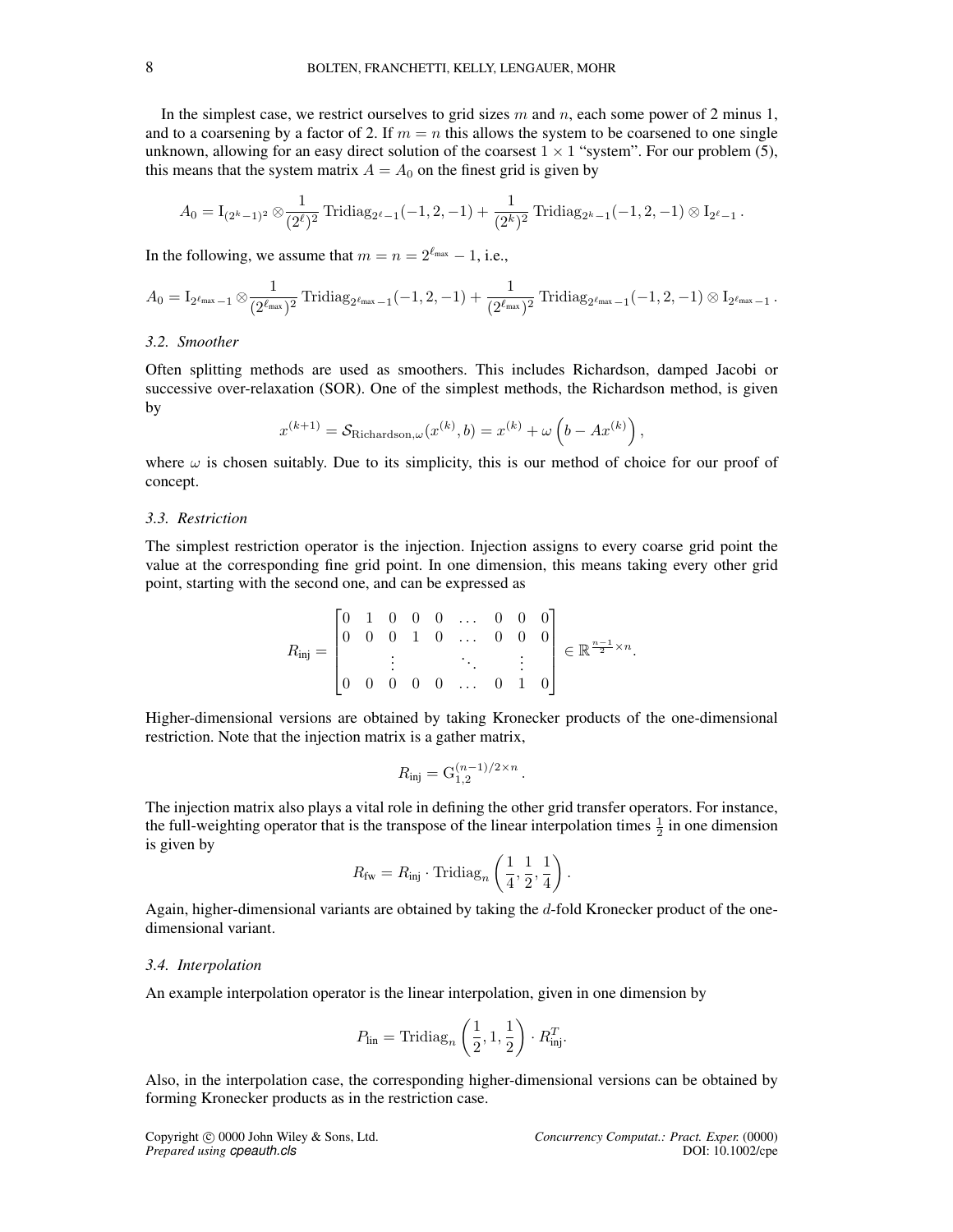In the simplest case, we restrict ourselves to grid sizes $m$ and $n$, each some power of 2 minus 1, and to a coarsening by a factor of 2. If $m = n$ this allows the system to be coarsened to one single unknown, allowing for an easy direct solution of the coarsest $1 \times 1$ "system". For our problem (5), this means that the system matrix $A = A_0$ on the finest grid is given by

$$A_0 = \mathrm{I}_{(2^k-1)^2} \otimes \frac{1}{(2^\ell)^2} \operatorname{Tridiag}_{2^\ell-1}(-1, 2, -1) + \frac{1}{(2^k)^2} \operatorname{Tridiag}_{2^k-1}(-1, 2, -1) \otimes \mathrm{I}_{2^\ell-1} .$$

In the following, we assume that $m = n = 2^{\ell_{\max}} - 1$, i.e.,

$$A_0 = \mathrm{I}_{2^{\ell_{\max}}-1} \otimes \frac{1}{(2^{\ell_{\max}})^2} \operatorname{Tridiag}_{2^{\ell_{\max}}-1}(-1, 2, -1) + \frac{1}{(2^{\ell_{\max}})^2} \operatorname{Tridiag}_{2^{\ell_{\max}}-1}(-1, 2, -1) \otimes \mathrm{I}_{2^{\ell_{\max}}-1} .$$

### 3.2. Smoother

Often splitting methods are used as smoothers. This includes Richardson, damped Jacobi or successive over-relaxation (SOR). One of the simplest methods, the Richardson method, is given by

$$x^{(k+1)} = \mathcal{S}_{\mathrm{Richardson},\omega}(x^{(k)}, b) = x^{(k)} + \omega \left( b - Ax^{(k)} \right),$$

where $\omega$ is chosen suitably. Due to its simplicity, this is our method of choice for our proof of concept.

### 3.3. Restriction

The simplest restriction operator is the injection. Injection assigns to every coarse grid point the value at the corresponding fine grid point. In one dimension, this means taking every other grid point, starting with the second one, and can be expressed as

$$R_{\mathrm{inj}} = \begin{bmatrix} 0 & 1 & 0 & 0 & 0 & \dots & 0 & 0 & 0 \\ 0 & 0 & 0 & 1 & 0 & \dots & 0 & 0 & 0 \\ & & \vdots & & & \ddots & & \vdots & \\ 0 & 0 & 0 & 0 & 0 & \dots & 0 & 1 & 0 \end{bmatrix} \in \mathbb{R}^{\frac{n-1}{2} \times n}.$$

Higher-dimensional versions are obtained by taking Kronecker products of the one-dimensional restriction. Note that the injection matrix is a gather matrix,

$$R_{\mathrm{inj}} = \mathrm{G}_{1,2}^{(n-1)/2 \times n} .$$

The injection matrix also plays a vital role in defining the other grid transfer operators. For instance, the full-weighting operator that is the transpose of the linear interpolation times $\frac{1}{2}$ in one dimension is given by

$$R_{\mathrm{fw}} = R_{\mathrm{inj}} \cdot \operatorname{Tridiag}_n \left( \frac{1}{4}, \frac{1}{2}, \frac{1}{4} \right) .$$

Again, higher-dimensional variants are obtained by taking the $d$-fold Kronecker product of the one-dimensional variant.

### 3.4. Interpolation

An example interpolation operator is the linear interpolation, given in one dimension by

$$P_{\mathrm{lin}} = \operatorname{Tridiag}_n \left( \frac{1}{2}, 1, \frac{1}{2} \right) \cdot R_{\mathrm{inj}}^T.$$

Also, in the interpolation case, the corresponding higher-dimensional versions can be obtained by forming Kronecker products as in the restriction case.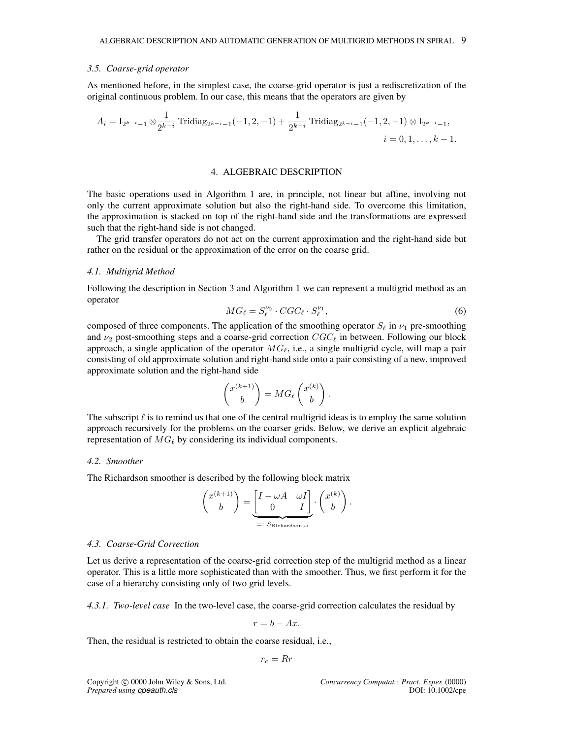### 3.5. Coarse-grid operator

As mentioned before, in the simplest case, the coarse-grid operator is just a rediscretization of the original continuous problem. In our case, this means that the operators are given by

$$A_i = \mathrm{I}_{2^{k-i}-1} \otimes \frac{1}{2^{k-i}} \operatorname{Tridiag}_{2^{k-i}-1}(-1,2,-1) + \frac{1}{2^{k-i}} \operatorname{Tridiag}_{2^{k-i}-1}(-1,2,-1) \otimes \mathrm{I}_{2^{k-i}-1}, \quad i = 0,1,\ldots,k-1.$$

## 4. ALGEBRAIC DESCRIPTION

The basic operations used in Algorithm 1 are, in principle, not linear but affine, involving not only the current approximate solution but also the right-hand side. To overcome this limitation, the approximation is stacked on top of the right-hand side and the transformations are expressed such that the right-hand side is not changed.

The grid transfer operators do not act on the current approximation and the right-hand side but rather on the residual or the approximation of the error on the coarse grid.

### 4.1. Multigrid Method

Following the description in Section 3 and Algorithm 1 we can represent a multigrid method as an operator

$$MG_\ell = S_\ell^{\nu_2} \cdot CGC_\ell \cdot S_\ell^{\nu_1}, \tag{6}$$

composed of three components. The application of the smoothing operator $S_\ell$ in $\nu_1$ pre-smoothing and $\nu_2$ post-smoothing steps and a coarse-grid correction $CGC_\ell$ in between. Following our block approach, a single application of the operator $MG_\ell$, i.e., a single multigrid cycle, will map a pair consisting of old approximate solution and right-hand side onto a pair consisting of a new, improved approximate solution and the right-hand side

$$\begin{pmatrix} x^{(k+1)} \\ b \end{pmatrix} = MG_\ell \begin{pmatrix} x^{(k)} \\ b \end{pmatrix}.$$

The subscript $\ell$ is to remind us that one of the central multigrid ideas is to employ the same solution approach recursively for the problems on the coarser grids. Below, we derive an explicit algebraic representation of $MG_\ell$ by considering its individual components.

### 4.2. Smoother

The Richardson smoother is described by the following block matrix

$$\begin{pmatrix} x^{(k+1)} \\ b \end{pmatrix} = \underbrace{\begin{bmatrix} I - \omega A & \omega I \\ 0 & I \end{bmatrix}}_{=:\, S_{\mathrm{Richardson},\omega}} \cdot \begin{pmatrix} x^{(k)} \\ b \end{pmatrix}.$$

### 4.3. Coarse-Grid Correction

Let us derive a representation of the coarse-grid correction step of the multigrid method as a linear operator. This is a little more sophisticated than with the smoother. Thus, we first perform it for the case of a hierarchy consisting only of two grid levels.

*4.3.1. Two-level case* In the two-level case, the coarse-grid correction calculates the residual by

$$r = b - Ax.$$

Then, the residual is restricted to obtain the coarse residual, i.e.,

$$r_c = Rr$$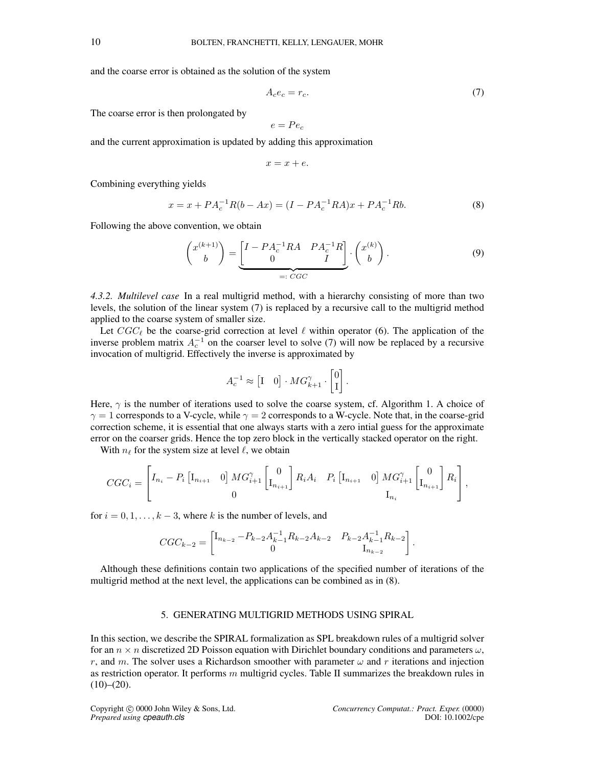and the coarse error is obtained as the solution of the system

$$A_c e_c = r_c. \tag{7}$$

The coarse error is then prolongated by

$$e = P e_c$$

and the current approximation is updated by adding this approximation

$$x = x + e.$$

Combining everything yields

$$x = x + P A_c^{-1} R(b - Ax) = (I - P A_c^{-1} R A)x + P A_c^{-1} R b. \tag{8}$$

Following the above convention, we obtain

$$\begin{pmatrix} x^{(k+1)} \\ b \end{pmatrix} = \underbrace{\begin{bmatrix} I - P A_c^{-1} R A & P A_c^{-1} R \\ 0 & I \end{bmatrix}}_{=: \, CGC} \cdot \begin{pmatrix} x^{(k)} \\ b \end{pmatrix}. \tag{9}$$

*4.3.2. Multilevel case* In a real multigrid method, with a hierarchy consisting of more than two levels, the solution of the linear system (7) is replaced by a recursive call to the multigrid method applied to the coarse system of smaller size.

Let $CGC_\ell$ be the coarse-grid correction at level $\ell$ within operator (6). The application of the inverse problem matrix $A_c^{-1}$ on the coarser level to solve (7) will now be replaced by a recursive invocation of multigrid. Effectively the inverse is approximated by

$$A_c^{-1} \approx \begin{bmatrix} \mathrm{I} & 0 \end{bmatrix} \cdot MG_{k+1}^{\gamma} \cdot \begin{bmatrix} 0 \\ \mathrm{I} \end{bmatrix}.$$

Here, $\gamma$ is the number of iterations used to solve the coarse system, cf. Algorithm 1. A choice of $\gamma = 1$ corresponds to a V-cycle, while $\gamma = 2$ corresponds to a W-cycle. Note that, in the coarse-grid correction scheme, it is essential that one always starts with a zero intial guess for the approximate error on the coarser grids. Hence the top zero block in the vertically stacked operator on the right.

With $n_\ell$ for the system size at level $\ell$, we obtain

$$CGC_i = \begin{bmatrix} I_{n_i} - P_i \begin{bmatrix} \mathrm{I}_{n_{i+1}} & 0 \end{bmatrix} MG_{i+1}^{\gamma} \begin{bmatrix} 0 \\ \mathrm{I}_{n_{i+1}} \end{bmatrix} R_i A_i & P_i \begin{bmatrix} \mathrm{I}_{n_{i+1}} & 0 \end{bmatrix} MG_{i+1}^{\gamma} \begin{bmatrix} 0 \\ \mathrm{I}_{n_{i+1}} \end{bmatrix} R_i \\ 0 & \mathrm{I}_{n_i} \end{bmatrix},$$

for $i = 0, 1, \ldots, k-3$, where $k$ is the number of levels, and

$$CGC_{k-2} = \begin{bmatrix} \mathrm{I}_{n_{k-2}} - P_{k-2} A_{k-1}^{-1} R_{k-2} A_{k-2} & P_{k-2} A_{k-1}^{-1} R_{k-2} \\ 0 & \mathrm{I}_{n_{k-2}} \end{bmatrix}.$$

Although these definitions contain two applications of the specified number of iterations of the multigrid method at the next level, the applications can be combined as in (8).

## 5. GENERATING MULTIGRID METHODS USING SPIRAL

In this section, we describe the SPIRAL formalization as SPL breakdown rules of a multigrid solver for an $n \times n$ discretized 2D Poisson equation with Dirichlet boundary conditions and parameters $\omega$, $r$, and $m$. The solver uses a Richardson smoother with parameter $\omega$ and $r$ iterations and injection as restriction operator. It performs $m$ multigrid cycles. Table II summarizes the breakdown rules in (10)–(20).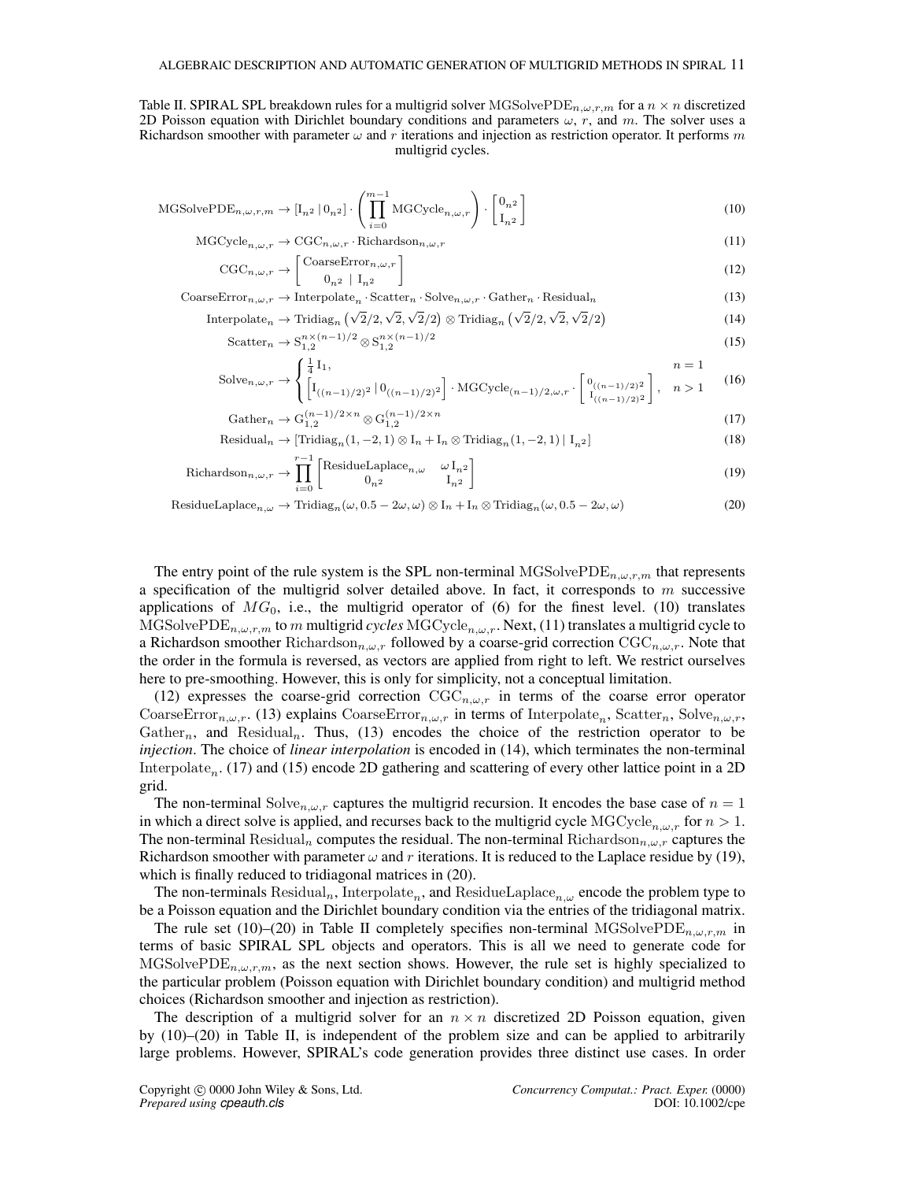Table II. SPIRAL SPL breakdown rules for a multigrid solver $\mathrm{MGSolvePDE}_{n,\omega,r,m}$ for a $n \times n$ discretized 2D Poisson equation with Dirichlet boundary conditions and parameters $\omega$, $r$, and $m$. The solver uses a Richardson smoother with parameter $\omega$ and $r$ iterations and injection as restriction operator. It performs $m$ multigrid cycles.

$$\mathrm{MGSolvePDE}_{n,\omega,r,m} \rightarrow [\mathrm{I}_{n^2} \mid 0_{n^2}] \cdot \left( \prod_{i=0}^{m-1} \mathrm{MGCycle}_{n,\omega,r} \right) \cdot \begin{bmatrix} 0_{n^2} \\ \mathrm{I}_{n^2} \end{bmatrix} \tag{10}$$

$$\mathrm{MGCycle}_{n,\omega,r} \rightarrow \mathrm{CGC}_{n,\omega,r} \cdot \mathrm{Richardson}_{n,\omega,r} \tag{11}$$

$$\mathrm{CGC}_{n,\omega,r} \rightarrow \begin{bmatrix} \mathrm{CoarseError}_{n,\omega,r} \\ 0_{n^2} \mid \mathrm{I}_{n^2} \end{bmatrix} \tag{12}$$

$$\mathrm{CoarseError}_{n,\omega,r} \rightarrow \mathrm{Interpolate}_n \cdot \mathrm{Scatter}_n \cdot \mathrm{Solve}_{n,\omega,r} \cdot \mathrm{Gather}_n \cdot \mathrm{Residual}_n \tag{13}$$

$$\mathrm{Interpolate}_n \rightarrow \mathrm{Tridiag}_n\left(\sqrt{2}/2, \sqrt{2}, \sqrt{2}/2\right) \otimes \mathrm{Tridiag}_n\left(\sqrt{2}/2, \sqrt{2}, \sqrt{2}/2\right) \tag{14}$$

$$\mathrm{Scatter}_n \rightarrow \mathrm{S}_{1,2}^{n \times (n-1)/2} \otimes \mathrm{S}_{1,2}^{n \times (n-1)/2} \tag{15}$$

$$\mathrm{Solve}_{n,\omega,r} \rightarrow \begin{cases} \frac{1}{4}\,\mathrm{I}_1, & n = 1 \\ \left[\mathrm{I}_{((n-1)/2)^2} \mid 0_{((n-1)/2)^2}\right] \cdot \mathrm{MGCycle}_{(n-1)/2,\omega,r} \cdot \begin{bmatrix} 0_{((n-1)/2)^2} \\ \mathrm{I}_{((n-1)/2)^2} \end{bmatrix}, & n > 1 \end{cases} \tag{16}$$

$$\mathrm{Gather}_n \rightarrow \mathrm{G}_{1,2}^{(n-1)/2 \times n} \otimes \mathrm{G}_{1,2}^{(n-1)/2 \times n} \tag{17}$$

$$\mathrm{Residual}_n \rightarrow [\mathrm{Tridiag}_n(1,-2,1) \otimes \mathrm{I}_n + \mathrm{I}_n \otimes \mathrm{Tridiag}_n(1,-2,1) \mid \mathrm{I}_{n^2}] \tag{18}$$

$$\mathrm{Richardson}_{n,\omega,r} \rightarrow \prod_{i=0}^{r-1} \begin{bmatrix} \mathrm{ResidueLaplace}_{n,\omega} & \omega\,\mathrm{I}_{n^2} \\ 0_{n^2} & \mathrm{I}_{n^2} \end{bmatrix} \tag{19}$$

$$\mathrm{ResidueLaplace}_{n,\omega} \rightarrow \mathrm{Tridiag}_n(\omega, 0.5 - 2\omega, \omega) \otimes \mathrm{I}_n + \mathrm{I}_n \otimes \mathrm{Tridiag}_n(\omega, 0.5 - 2\omega, \omega) \tag{20}$$

The entry point of the rule system is the SPL non-terminal $\mathrm{MGSolvePDE}_{n,\omega,r,m}$ that represents a specification of the multigrid solver detailed above. In fact, it corresponds to $m$ successive applications of $MG_0$, i.e., the multigrid operator of (6) for the finest level. (10) translates $\mathrm{MGSolvePDE}_{n,\omega,r,m}$ to $m$ multigrid *cycles* $\mathrm{MGCycle}_{n,\omega,r}$. Next, (11) translates a multigrid cycle to a Richardson smoother $\mathrm{Richardson}_{n,\omega,r}$ followed by a coarse-grid correction $\mathrm{CGC}_{n,\omega,r}$. Note that the order in the formula is reversed, as vectors are applied from right to left. We restrict ourselves here to pre-smoothing. However, this is only for simplicity, not a conceptual limitation.

(12) expresses the coarse-grid correction $\mathrm{CGC}_{n,\omega,r}$ in terms of the coarse error operator $\mathrm{CoarseError}_{n,\omega,r}$. (13) explains $\mathrm{CoarseError}_{n,\omega,r}$ in terms of $\mathrm{Interpolate}_n$, $\mathrm{Scatter}_n$, $\mathrm{Solve}_{n,\omega,r}$, $\mathrm{Gather}_n$, and $\mathrm{Residual}_n$. Thus, (13) encodes the choice of the restriction operator to be *injection*. The choice of *linear interpolation* is encoded in (14), which terminates the non-terminal $\mathrm{Interpolate}_n$. (17) and (15) encode 2D gathering and scattering of every other lattice point in a 2D grid.

The non-terminal $\mathrm{Solve}_{n,\omega,r}$ captures the multigrid recursion. It encodes the base case of $n = 1$ in which a direct solve is applied, and recurses back to the multigrid cycle $\mathrm{MGCycle}_{n,\omega,r}$ for $n > 1$. The non-terminal $\mathrm{Residual}_n$ computes the residual. The non-terminal $\mathrm{Richardson}_{n,\omega,r}$ captures the Richardson smoother with parameter $\omega$ and $r$ iterations. It is reduced to the Laplace residue by (19), which is finally reduced to tridiagonal matrices in (20).

The non-terminals $\mathrm{Residual}_n$, $\mathrm{Interpolate}_n$, and $\mathrm{ResidueLaplace}_{n,\omega}$ encode the problem type to be a Poisson equation and the Dirichlet boundary condition via the entries of the tridiagonal matrix.

The rule set (10)–(20) in Table II completely specifies non-terminal $\mathrm{MGSolvePDE}_{n,\omega,r,m}$ in terms of basic SPIRAL SPL objects and operators. This is all we need to generate code for $\mathrm{MGSolvePDE}_{n,\omega,r,m}$, as the next section shows. However, the rule set is highly specialized to the particular problem (Poisson equation with Dirichlet boundary condition) and multigrid method choices (Richardson smoother and injection as restriction).

The description of a multigrid solver for an $n \times n$ discretized 2D Poisson equation, given by (10)–(20) in Table II, is independent of the problem size and can be applied to arbitrarily large problems. However, SPIRAL's code generation provides three distinct use cases. In order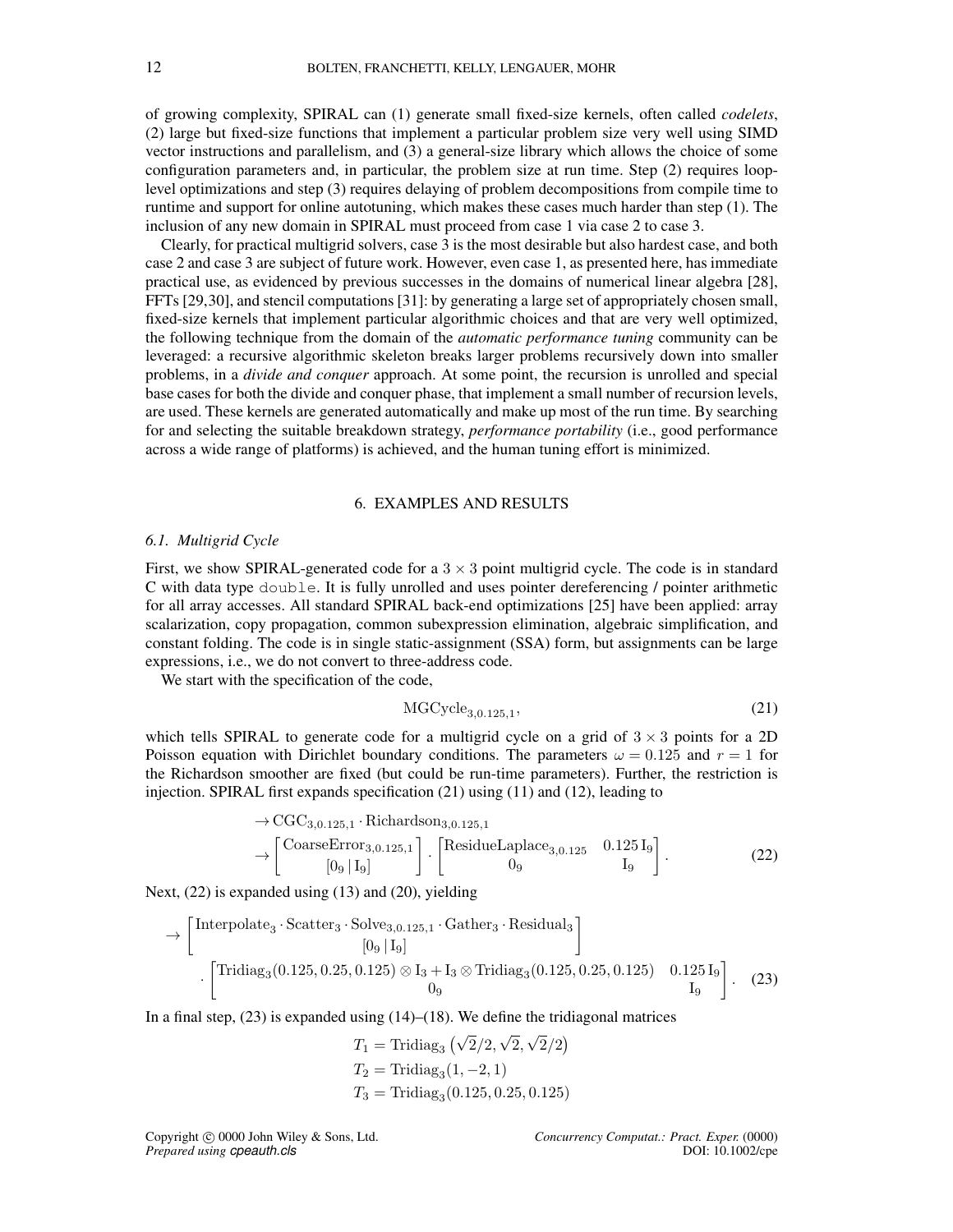of growing complexity, SPIRAL can (1) generate small fixed-size kernels, often called *codelets*, (2) large but fixed-size functions that implement a particular problem size very well using SIMD vector instructions and parallelism, and (3) a general-size library which allows the choice of some configuration parameters and, in particular, the problem size at run time. Step (2) requires loop-level optimizations and step (3) requires delaying of problem decompositions from compile time to runtime and support for online autotuning, which makes these cases much harder than step (1). The inclusion of any new domain in SPIRAL must proceed from case 1 via case 2 to case 3.

Clearly, for practical multigrid solvers, case 3 is the most desirable but also hardest case, and both case 2 and case 3 are subject of future work. However, even case 1, as presented here, has immediate practical use, as evidenced by previous successes in the domains of numerical linear algebra [28], FFTs [29,30], and stencil computations [31]: by generating a large set of appropriately chosen small, fixed-size kernels that implement particular algorithmic choices and that are very well optimized, the following technique from the domain of the *automatic performance tuning* community can be leveraged: a recursive algorithmic skeleton breaks larger problems recursively down into smaller problems, in a *divide and conquer* approach. At some point, the recursion is unrolled and special base cases for both the divide and conquer phase, that implement a small number of recursion levels, are used. These kernels are generated automatically and make up most of the run time. By searching for and selecting the suitable breakdown strategy, *performance portability* (i.e., good performance across a wide range of platforms) is achieved, and the human tuning effort is minimized.

## 6. EXAMPLES AND RESULTS

### 6.1. Multigrid Cycle

First, we show SPIRAL-generated code for a $3 \times 3$ point multigrid cycle. The code is in standard C with data type `double`. It is fully unrolled and uses pointer dereferencing / pointer arithmetic for all array accesses. All standard SPIRAL back-end optimizations [25] have been applied: array scalarization, copy propagation, common subexpression elimination, algebraic simplification, and constant folding. The code is in single static-assignment (SSA) form, but assignments can be large expressions, i.e., we do not convert to three-address code.

We start with the specification of the code,

$$\mathrm{MGCycle}_{3,0.125,1}, \tag{21}$$

which tells SPIRAL to generate code for a multigrid cycle on a grid of $3 \times 3$ points for a 2D Poisson equation with Dirichlet boundary conditions. The parameters $\omega = 0.125$ and $r = 1$ for the Richardson smoother are fixed (but could be run-time parameters). Further, the restriction is injection. SPIRAL first expands specification (21) using (11) and (12), leading to

$$\begin{aligned} &\to \mathrm{CGC}_{3,0.125,1} \cdot \mathrm{Richardson}_{3,0.125,1} \\ &\to \begin{bmatrix} \mathrm{CoarseError}_{3,0.125,1} \\ [0_9 \,|\, \mathrm{I}_9] \end{bmatrix} \cdot \begin{bmatrix} \mathrm{ResidueLaplace}_{3,0.125} & 0.125\,\mathrm{I}_9 \\ 0_9 & \mathrm{I}_9 \end{bmatrix}. \end{aligned} \tag{22}$$

Next, (22) is expanded using (13) and (20), yielding

$$\begin{aligned} \to &\begin{bmatrix} \mathrm{Interpolate}_3 \cdot \mathrm{Scatter}_3 \cdot \mathrm{Solve}_{3,0.125,1} \cdot \mathrm{Gather}_3 \cdot \mathrm{Residual}_3 \\ [0_9 \,|\, \mathrm{I}_9] \end{bmatrix} \\ &\cdot \begin{bmatrix} \mathrm{Tridiag}_3(0.125, 0.25, 0.125) \otimes \mathrm{I}_3 + \mathrm{I}_3 \otimes \mathrm{Tridiag}_3(0.125, 0.25, 0.125) & 0.125\,\mathrm{I}_9 \\ 0_9 & \mathrm{I}_9 \end{bmatrix}. \end{aligned} \tag{23}$$

In a final step, (23) is expanded using (14)–(18). We define the tridiagonal matrices

$$\begin{aligned} T_1 &= \mathrm{Tridiag}_3\left(\sqrt{2}/2, \sqrt{2}, \sqrt{2}/2\right) \\ T_2 &= \mathrm{Tridiag}_3(1, -2, 1) \\ T_3 &= \mathrm{Tridiag}_3(0.125, 0.25, 0.125) \end{aligned}$$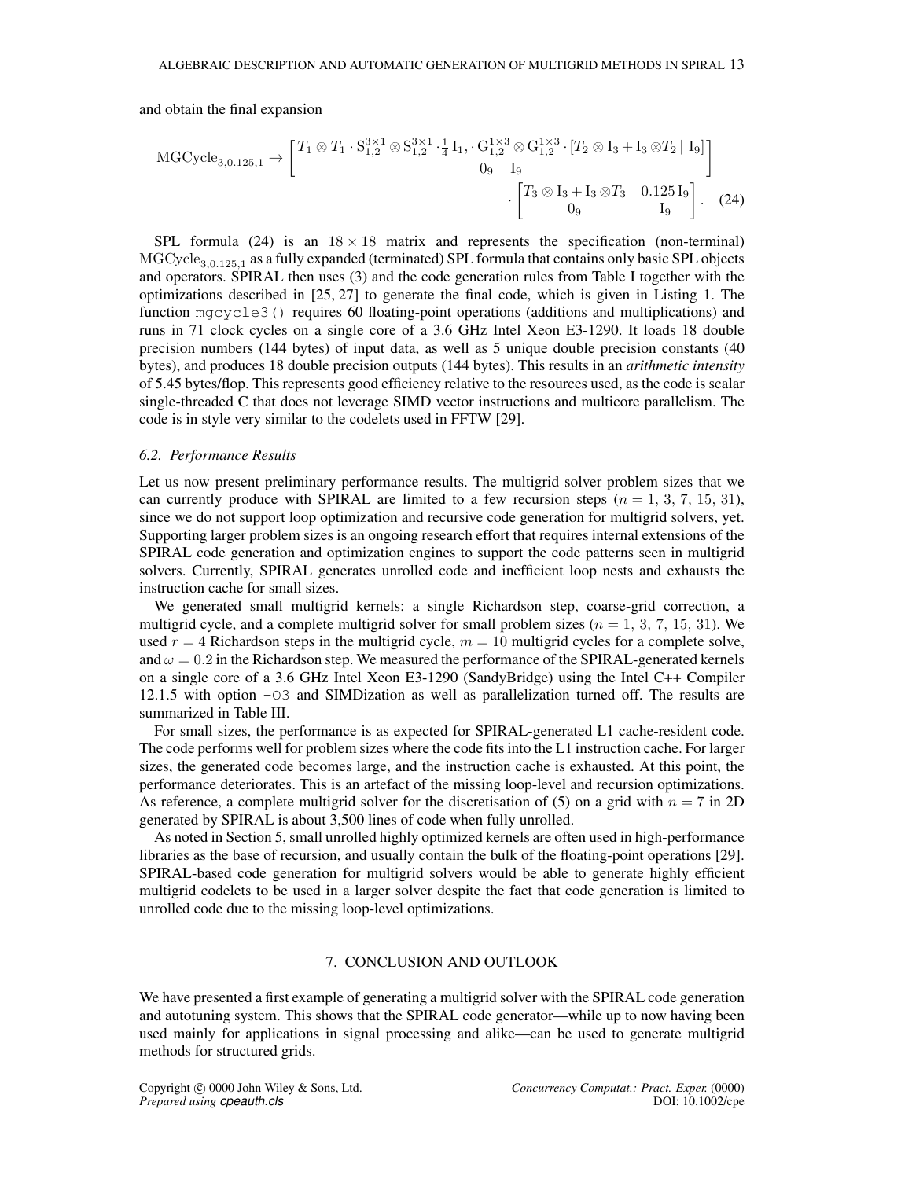and obtain the final expansion

$$\mathrm{MGCycle}_{3,0.125,1} \rightarrow \begin{bmatrix} T_1 \otimes T_1 \cdot \mathrm{S}_{1,2}^{3\times 1} \otimes \mathrm{S}_{1,2}^{3\times 1} \cdot \frac{1}{4}\,\mathrm{I}_1, \cdot \mathrm{G}_{1,2}^{1\times 3} \otimes \mathrm{G}_{1,2}^{1\times 3} \cdot [T_2 \otimes \mathrm{I}_3 + \mathrm{I}_3 \otimes T_2 \mid \mathrm{I}_9] \\ 0_9 \mid \mathrm{I}_9 \end{bmatrix} \cdot \begin{bmatrix} T_3 \otimes \mathrm{I}_3 + \mathrm{I}_3 \otimes T_3 & 0.125\,\mathrm{I}_9 \\ 0_9 & \mathrm{I}_9 \end{bmatrix}. \quad (24)$$

SPL formula (24) is an $18 \times 18$ matrix and represents the specification (non-terminal) $\mathrm{MGCycle}_{3,0.125,1}$ as a fully expanded (terminated) SPL formula that contains only basic SPL objects and operators. SPIRAL then uses (3) and the code generation rules from Table I together with the optimizations described in [25, 27] to generate the final code, which is given in Listing 1. The function `mgcycle3()` requires 60 floating-point operations (additions and multiplications) and runs in 71 clock cycles on a single core of a 3.6 GHz Intel Xeon E3-1290. It loads 18 double precision numbers (144 bytes) of input data, as well as 5 unique double precision constants (40 bytes), and produces 18 double precision outputs (144 bytes). This results in an *arithmetic intensity* of 5.45 bytes/flop. This represents good efficiency relative to the resources used, as the code is scalar single-threaded C that does not leverage SIMD vector instructions and multicore parallelism. The code is in style very similar to the codelets used in FFTW [29].

### 6.2. Performance Results

Let us now present preliminary performance results. The multigrid solver problem sizes that we can currently produce with SPIRAL are limited to a few recursion steps ($n = 1,\ 3,\ 7,\ 15,\ 31$), since we do not support loop optimization and recursive code generation for multigrid solvers, yet. Supporting larger problem sizes is an ongoing research effort that requires internal extensions of the SPIRAL code generation and optimization engines to support the code patterns seen in multigrid solvers. Currently, SPIRAL generates unrolled code and inefficient loop nests and exhausts the instruction cache for small sizes.

We generated small multigrid kernels: a single Richardson step, coarse-grid correction, a multigrid cycle, and a complete multigrid solver for small problem sizes ($n = 1,\ 3,\ 7,\ 15,\ 31$). We used $r = 4$ Richardson steps in the multigrid cycle, $m = 10$ multigrid cycles for a complete solve, and $\omega = 0.2$ in the Richardson step. We measured the performance of the SPIRAL-generated kernels on a single core of a 3.6 GHz Intel Xeon E3-1290 (SandyBridge) using the Intel C++ Compiler 12.1.5 with option `-O3` and SIMDization as well as parallelization turned off. The results are summarized in Table III.

For small sizes, the performance is as expected for SPIRAL-generated L1 cache-resident code. The code performs well for problem sizes where the code fits into the L1 instruction cache. For larger sizes, the generated code becomes large, and the instruction cache is exhausted. At this point, the performance deteriorates. This is an artefact of the missing loop-level and recursion optimizations. As reference, a complete multigrid solver for the discretisation of (5) on a grid with $n = 7$ in 2D generated by SPIRAL is about 3,500 lines of code when fully unrolled.

As noted in Section 5, small unrolled highly optimized kernels are often used in high-performance libraries as the base of recursion, and usually contain the bulk of the floating-point operations [29]. SPIRAL-based code generation for multigrid solvers would be able to generate highly efficient multigrid codelets to be used in a larger solver despite the fact that code generation is limited to unrolled code due to the missing loop-level optimizations.

## 7. CONCLUSION AND OUTLOOK

We have presented a first example of generating a multigrid solver with the SPIRAL code generation and autotuning system. This shows that the SPIRAL code generator—while up to now having been used mainly for applications in signal processing and alike—can be used to generate multigrid methods for structured grids.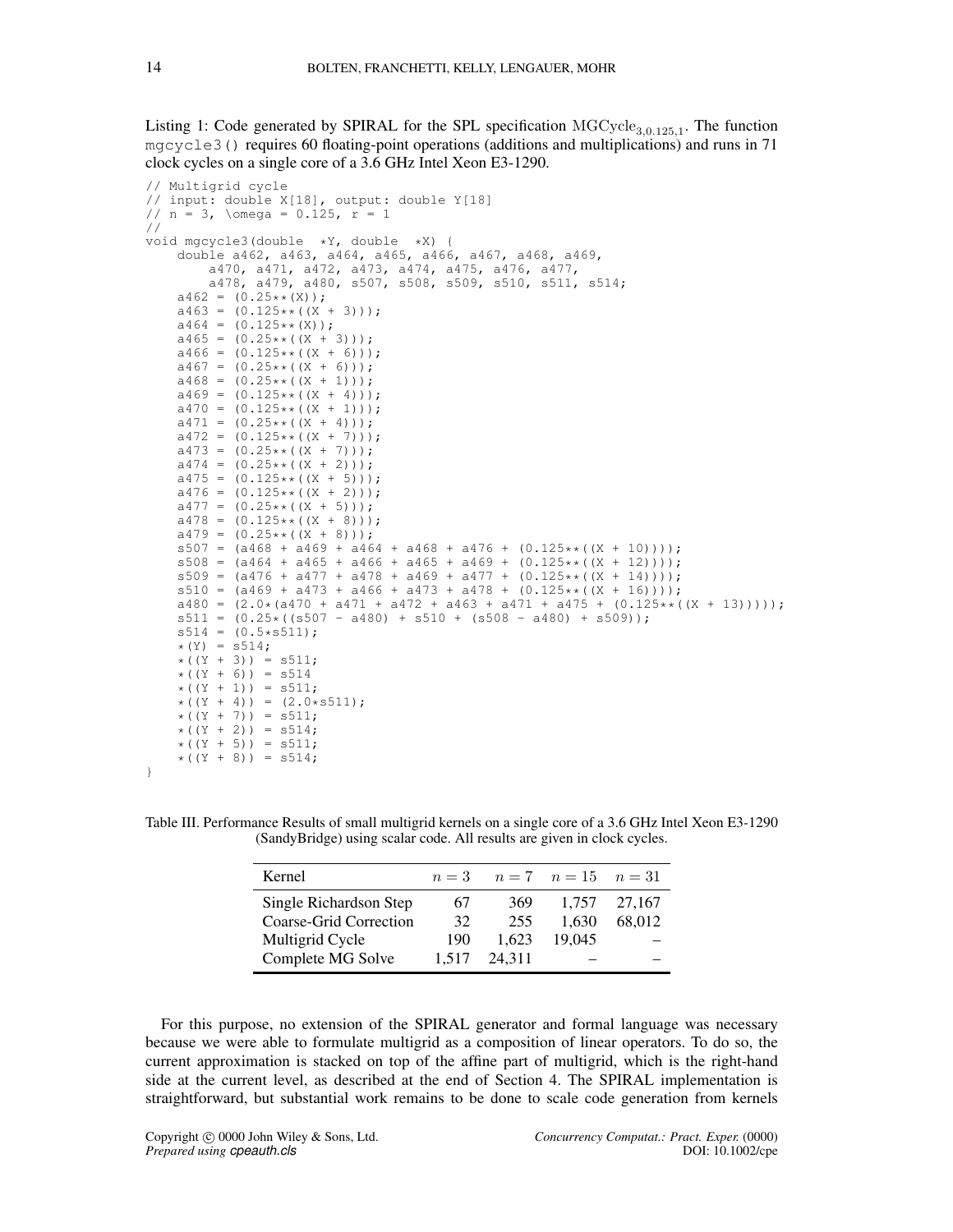Listing 1: Code generated by SPIRAL for the SPL specification $\mathrm{MGCycle}_{3,0.125,1}$. The function `mgcycle3()` requires 60 floating-point operations (additions and multiplications) and runs in 71 clock cycles on a single core of a 3.6 GHz Intel Xeon E3-1290.

```
// Multigrid cycle
// input: double X[18], output: double Y[18]
// n = 3, \omega = 0.125, r = 1
//
void mgcycle3(double  *Y, double  *X) {
    double a462, a463, a464, a465, a466, a467, a468, a469,
        a470, a471, a472, a473, a474, a475, a476, a477,
        a478, a479, a480, s507, s508, s509, s510, s511, s514;
    a462 = (0.25**(X));
    a463 = (0.125**((X + 3)));
    a464 = (0.125**(X));
    a465 = (0.25**((X + 3)));
    a466 = (0.125**((X + 6)));
    a467 = (0.25**((X + 6)));
    a468 = (0.25**((X + 1)));
    a469 = (0.125**((X + 4)));
    a470 = (0.125**((X + 1)));
    a471 = (0.25**((X + 4)));
    a472 = (0.125**((X + 7)));
    a473 = (0.25**((X + 7)));
    a474 = (0.25**((X + 2)));
    a475 = (0.125**((X + 5)));
    a476 = (0.125**((X + 2)));
    a477 = (0.25**((X + 5)));
    a478 = (0.125**((X + 8)));
    a479 = (0.25**((X + 8)));
    s507 = (a468 + a469 + a464 + a468 + a476 + (0.125**((X + 10))));
    s508 = (a464 + a465 + a466 + a465 + a469 + (0.125**((X + 12))));
    s509 = (a476 + a477 + a478 + a469 + a477 + (0.125**((X + 14))));
    s510 = (a469 + a473 + a466 + a473 + a478 + (0.125**((X + 16))));
    a480 = (2.0*(a470 + a471 + a472 + a463 + a471 + a475 + (0.125**((X + 13)))));
    s511 = (0.25*((s507 - a480) + s510 + (s508 - a480) + s509));
    s514 = (0.5*s511);
    *(Y) = s514;
    *((Y + 3)) = s511;
    *((Y + 6)) = s514
    *((Y + 1)) = s511;
    *((Y + 4)) = (2.0*s511);
    *((Y + 7)) = s511;
    *((Y + 2)) = s514;
    *((Y + 5)) = s511;
    *((Y + 8)) = s514;
}
```

Table III. Performance Results of small multigrid kernels on a single core of a 3.6 GHz Intel Xeon E3-1290 (SandyBridge) using scalar code. All results are given in clock cycles.

| Kernel | $n = 3$ | $n = 7$ | $n = 15$ | $n = 31$ |
|---|---|---|---|---|
| Single Richardson Step | 67 | 369 | 1,757 | 27,167 |
| Coarse-Grid Correction | 32 | 255 | 1,630 | 68,012 |
| Multigrid Cycle | 190 | 1,623 | 19,045 | – |
| Complete MG Solve | 1,517 | 24,311 | – | – |

For this purpose, no extension of the SPIRAL generator and formal language was necessary because we were able to formulate multigrid as a composition of linear operators. To do so, the current approximation is stacked on top of the affine part of multigrid, which is the right-hand side at the current level, as described at the end of Section 4. The SPIRAL implementation is straightforward, but substantial work remains to be done to scale code generation from kernels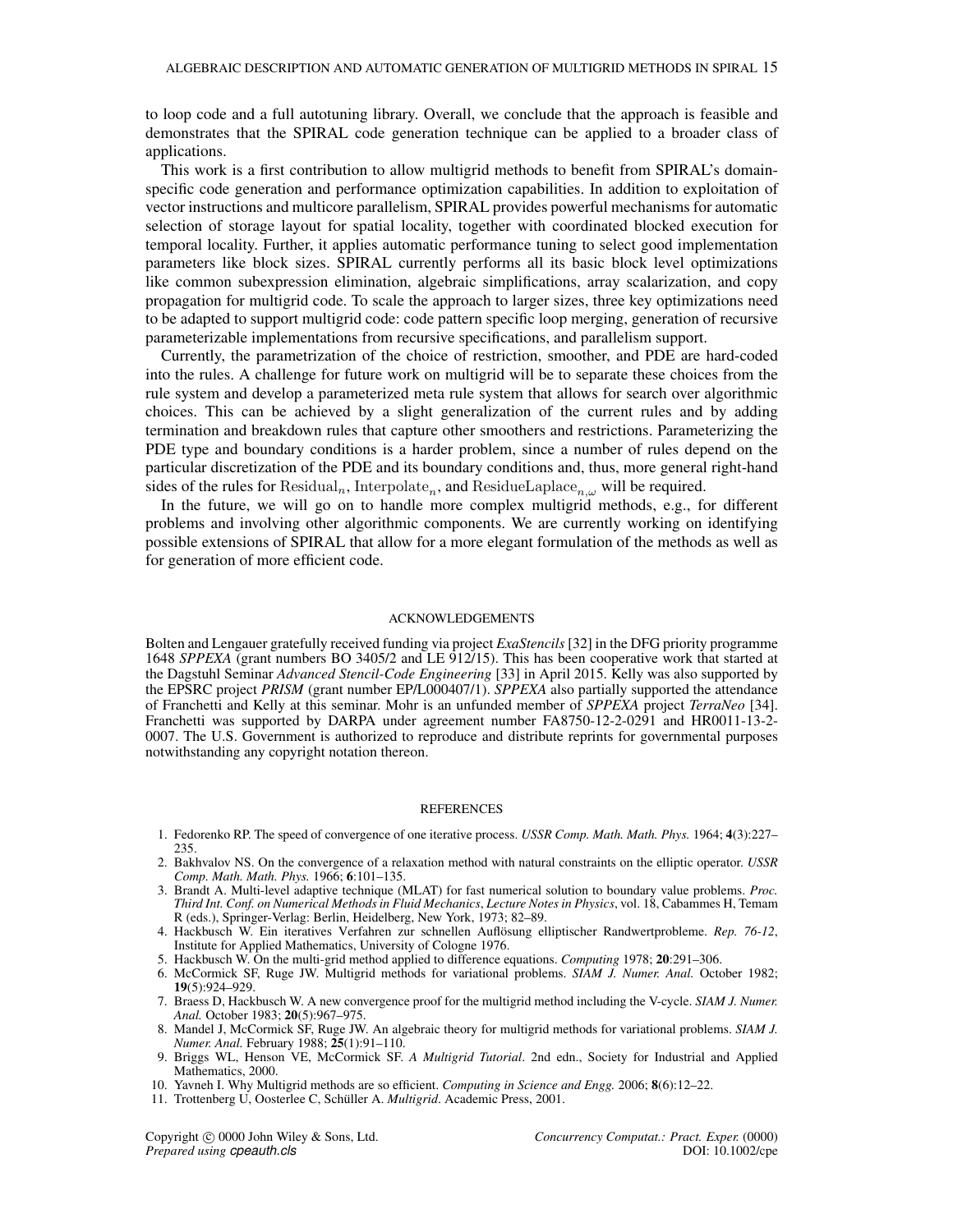to loop code and a full autotuning library. Overall, we conclude that the approach is feasible and demonstrates that the SPIRAL code generation technique can be applied to a broader class of applications.

This work is a first contribution to allow multigrid methods to benefit from SPIRAL's domain-specific code generation and performance optimization capabilities. In addition to exploitation of vector instructions and multicore parallelism, SPIRAL provides powerful mechanisms for automatic selection of storage layout for spatial locality, together with coordinated blocked execution for temporal locality. Further, it applies automatic performance tuning to select good implementation parameters like block sizes. SPIRAL currently performs all its basic block level optimizations like common subexpression elimination, algebraic simplifications, array scalarization, and copy propagation for multigrid code. To scale the approach to larger sizes, three key optimizations need to be adapted to support multigrid code: code pattern specific loop merging, generation of recursive parameterizable implementations from recursive specifications, and parallelism support.

Currently, the parametrization of the choice of restriction, smoother, and PDE are hard-coded into the rules. A challenge for future work on multigrid will be to separate these choices from the rule system and develop a parameterized meta rule system that allows for search over algorithmic choices. This can be achieved by a slight generalization of the current rules and by adding termination and breakdown rules that capture other smoothers and restrictions. Parameterizing the PDE type and boundary conditions is a harder problem, since a number of rules depend on the particular discretization of the PDE and its boundary conditions and, thus, more general right-hand sides of the rules for $\mathrm{Residual}_n$, $\mathrm{Interpolate}_n$, and $\mathrm{ResidueLaplace}_{n,\omega}$ will be required.

In the future, we will go on to handle more complex multigrid methods, e.g., for different problems and involving other algorithmic components. We are currently working on identifying possible extensions of SPIRAL that allow for a more elegant formulation of the methods as well as for generation of more efficient code.

## ACKNOWLEDGEMENTS

Bolten and Lengauer gratefully received funding via project *ExaStencils* [32] in the DFG priority programme 1648 *SPPEXA* (grant numbers BO 3405/2 and LE 912/15). This has been cooperative work that started at the Dagstuhl Seminar *Advanced Stencil-Code Engineering* [33] in April 2015. Kelly was also supported by the EPSRC project *PRISM* (grant number EP/L000407/1). *SPPEXA* also partially supported the attendance of Franchetti and Kelly at this seminar. Mohr is an unfunded member of *SPPEXA* project *TerraNeo* [34]. Franchetti was supported by DARPA under agreement number FA8750-12-2-0291 and HR0011-13-2-0007. The U.S. Government is authorized to reproduce and distribute reprints for governmental purposes notwithstanding any copyright notation thereon.

## REFERENCES

1. Fedorenko RP. The speed of convergence of one iterative process. *USSR Comp. Math. Math. Phys.* 1964; **4**(3):227–235.
2. Bakhvalov NS. On the convergence of a relaxation method with natural constraints on the elliptic operator. *USSR Comp. Math. Math. Phys.* 1966; **6**:101–135.
3. Brandt A. Multi-level adaptive technique (MLAT) for fast numerical solution to boundary value problems. *Proc. Third Int. Conf. on Numerical Methods in Fluid Mechanics*, *Lecture Notes in Physics*, vol. 18, Cabammes H, Temam R (eds.), Springer-Verlag: Berlin, Heidelberg, New York, 1973; 82–89.
4. Hackbusch W. Ein iteratives Verfahren zur schnellen Auflösung elliptischer Randwertprobleme. *Rep. 76-12*, Institute for Applied Mathematics, University of Cologne 1976.
5. Hackbusch W. On the multi-grid method applied to difference equations. *Computing* 1978; **20**:291–306.
6. McCormick SF, Ruge JW. Multigrid methods for variational problems. *SIAM J. Numer. Anal.* October 1982; **19**(5):924–929.
7. Braess D, Hackbusch W. A new convergence proof for the multigrid method including the V-cycle. *SIAM J. Numer. Anal.* October 1983; **20**(5):967–975.
8. Mandel J, McCormick SF, Ruge JW. An algebraic theory for multigrid methods for variational problems. *SIAM J. Numer. Anal.* February 1988; **25**(1):91–110.
9. Briggs WL, Henson VE, McCormick SF. *A Multigrid Tutorial*. 2nd edn., Society for Industrial and Applied Mathematics, 2000.
10. Yavneh I. Why Multigrid methods are so efficient. *Computing in Science and Engg.* 2006; **8**(6):12–22.
11. Trottenberg U, Oosterlee C, Schüller A. *Multigrid*. Academic Press, 2001.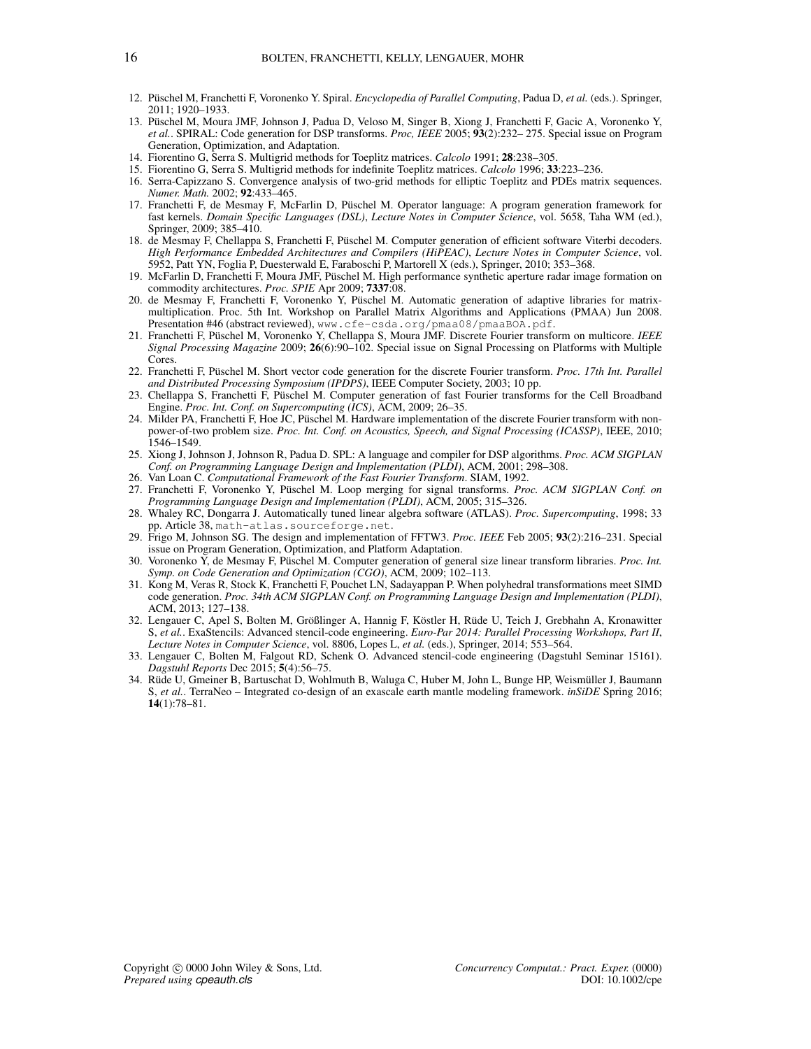12. Püschel M, Franchetti F, Voronenko Y. Spiral. *Encyclopedia of Parallel Computing*, Padua D, *et al.* (eds.). Springer, 2011; 1920–1933.
13. Püschel M, Moura JMF, Johnson J, Padua D, Veloso M, Singer B, Xiong J, Franchetti F, Gacic A, Voronenko Y, *et al.*. SPIRAL: Code generation for DSP transforms. *Proc, IEEE* 2005; **93**(2):232– 275. Special issue on Program Generation, Optimization, and Adaptation.
14. Fiorentino G, Serra S. Multigrid methods for Toeplitz matrices. *Calcolo* 1991; **28**:238–305.
15. Fiorentino G, Serra S. Multigrid methods for indefinite Toeplitz matrices. *Calcolo* 1996; **33**:223–236.
16. Serra-Capizzano S. Convergence analysis of two-grid methods for elliptic Toeplitz and PDEs matrix sequences. *Numer. Math.* 2002; **92**:433–465.
17. Franchetti F, de Mesmay F, McFarlin D, Püschel M. Operator language: A program generation framework for fast kernels. *Domain Specific Languages (DSL)*, *Lecture Notes in Computer Science*, vol. 5658, Taha WM (ed.), Springer, 2009; 385–410.
18. de Mesmay F, Chellappa S, Franchetti F, Püschel M. Computer generation of efficient software Viterbi decoders. *High Performance Embedded Architectures and Compilers (HiPEAC)*, *Lecture Notes in Computer Science*, vol. 5952, Patt YN, Foglia P, Duesterwald E, Faraboschi P, Martorell X (eds.), Springer, 2010; 353–368.
19. McFarlin D, Franchetti F, Moura JMF, Püschel M. High performance synthetic aperture radar image formation on commodity architectures. *Proc. SPIE* Apr 2009; **7337**:08.
20. de Mesmay F, Franchetti F, Voronenko Y, Püschel M. Automatic generation of adaptive libraries for matrix-multiplication. Proc. 5th Int. Workshop on Parallel Matrix Algorithms and Applications (PMAA) Jun 2008. Presentation #46 (abstract reviewed), www.cfe-csda.org/pmaa08/pmaaBOA.pdf.
21. Franchetti F, Püschel M, Voronenko Y, Chellappa S, Moura JMF. Discrete Fourier transform on multicore. *IEEE Signal Processing Magazine* 2009; **26**(6):90–102. Special issue on Signal Processing on Platforms with Multiple Cores.
22. Franchetti F, Püschel M. Short vector code generation for the discrete Fourier transform. *Proc. 17th Int. Parallel and Distributed Processing Symposium (IPDPS)*, IEEE Computer Society, 2003; 10 pp.
23. Chellappa S, Franchetti F, Püschel M. Computer generation of fast Fourier transforms for the Cell Broadband Engine. *Proc. Int. Conf. on Supercomputing (ICS)*, ACM, 2009; 26–35.
24. Milder PA, Franchetti F, Hoe JC, Püschel M. Hardware implementation of the discrete Fourier transform with non-power-of-two problem size. *Proc. Int. Conf. on Acoustics, Speech, and Signal Processing (ICASSP)*, IEEE, 2010; 1546–1549.
25. Xiong J, Johnson J, Johnson R, Padua D. SPL: A language and compiler for DSP algorithms. *Proc. ACM SIGPLAN Conf. on Programming Language Design and Implementation (PLDI)*, ACM, 2001; 298–308.
26. Van Loan C. *Computational Framework of the Fast Fourier Transform*. SIAM, 1992.
27. Franchetti F, Voronenko Y, Püschel M. Loop merging for signal transforms. *Proc. ACM SIGPLAN Conf. on Programming Language Design and Implementation (PLDI)*, ACM, 2005; 315–326.
28. Whaley RC, Dongarra J. Automatically tuned linear algebra software (ATLAS). *Proc. Supercomputing*, 1998; 33 pp. Article 38, math-atlas.sourceforge.net.
29. Frigo M, Johnson SG. The design and implementation of FFTW3. *Proc. IEEE* Feb 2005; **93**(2):216–231. Special issue on Program Generation, Optimization, and Platform Adaptation.
30. Voronenko Y, de Mesmay F, Püschel M. Computer generation of general size linear transform libraries. *Proc. Int. Symp. on Code Generation and Optimization (CGO)*, ACM, 2009; 102–113.
31. Kong M, Veras R, Stock K, Franchetti F, Pouchet LN, Sadayappan P. When polyhedral transformations meet SIMD code generation. *Proc. 34th ACM SIGPLAN Conf. on Programming Language Design and Implementation (PLDI)*, ACM, 2013; 127–138.
32. Lengauer C, Apel S, Bolten M, Größlinger A, Hannig F, Köstler H, Rüde U, Teich J, Grebhahn A, Kronawitter S, *et al.*. ExaStencils: Advanced stencil-code engineering. *Euro-Par 2014: Parallel Processing Workshops, Part II*, *Lecture Notes in Computer Science*, vol. 8806, Lopes L, *et al.* (eds.), Springer, 2014; 553–564.
33. Lengauer C, Bolten M, Falgout RD, Schenk O. Advanced stencil-code engineering (Dagstuhl Seminar 15161). *Dagstuhl Reports* Dec 2015; **5**(4):56–75.
34. Rüde U, Gmeiner B, Bartuschat D, Wohlmuth B, Waluga C, Huber M, John L, Bunge HP, Weismüller J, Baumann S, *et al.*. TerraNeo – Integrated co-design of an exascale earth mantle modeling framework. *inSiDE* Spring 2016; **14**(1):78–81.